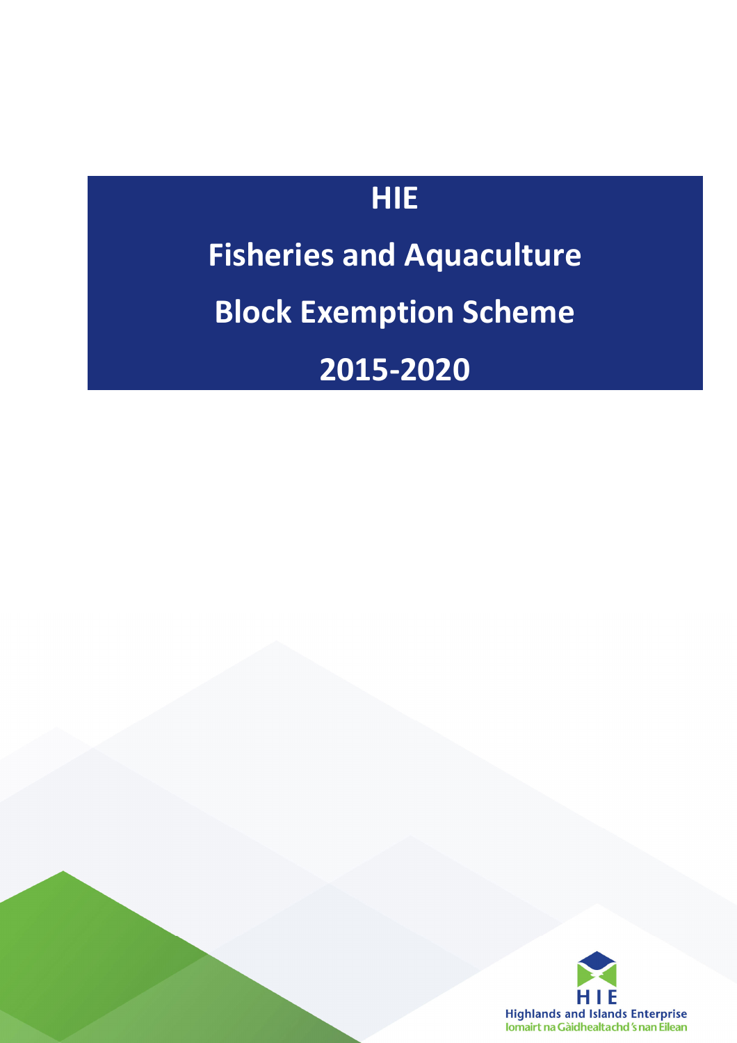# HIE

# Fisheries and Aquaculture

# Block Exemption Scheme

# 2015-2020

HIE
Highlands and Islands Enterprise
Iomairt na Gàidhealtachd 's nan Eilean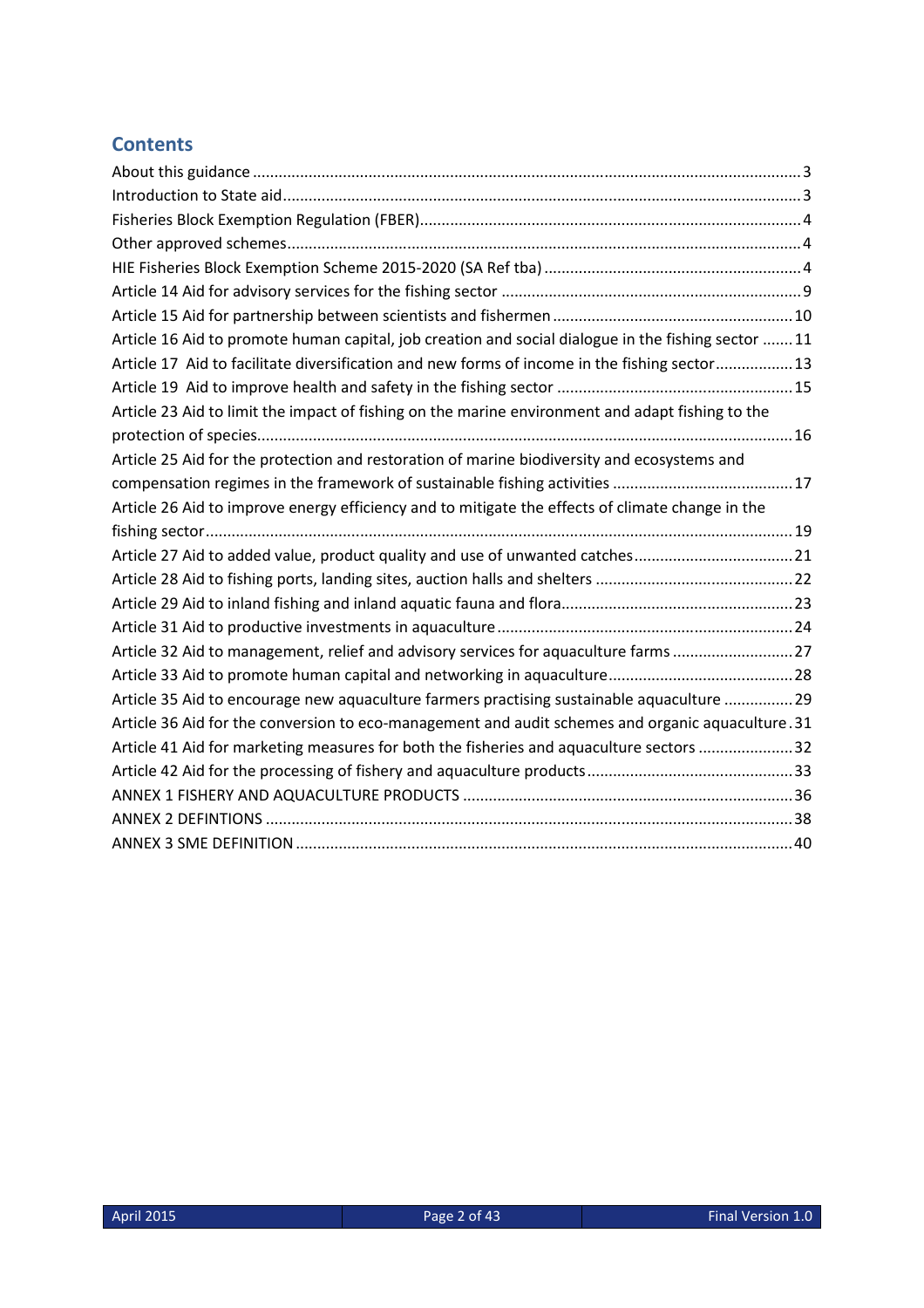## Contents

About this guidance ... 3
Introduction to State aid ... 3
Fisheries Block Exemption Regulation (FBER) ... 4
Other approved schemes ... 4
HIE Fisheries Block Exemption Scheme 2015-2020 (SA Ref tba) ... 4
Article 14 Aid for advisory services for the fishing sector ... 9
Article 15 Aid for partnership between scientists and fishermen ... 10
Article 16 Aid to promote human capital, job creation and social dialogue in the fishing sector ... 11
Article 17 Aid to facilitate diversification and new forms of income in the fishing sector ... 13
Article 19 Aid to improve health and safety in the fishing sector ... 15
Article 23 Aid to limit the impact of fishing on the marine environment and adapt fishing to the protection of species ... 16
Article 25 Aid for the protection and restoration of marine biodiversity and ecosystems and compensation regimes in the framework of sustainable fishing activities ... 17
Article 26 Aid to improve energy efficiency and to mitigate the effects of climate change in the fishing sector ... 19
Article 27 Aid to added value, product quality and use of unwanted catches ... 21
Article 28 Aid to fishing ports, landing sites, auction halls and shelters ... 22
Article 29 Aid to inland fishing and inland aquatic fauna and flora ... 23
Article 31 Aid to productive investments in aquaculture ... 24
Article 32 Aid to management, relief and advisory services for aquaculture farms ... 27
Article 33 Aid to promote human capital and networking in aquaculture ... 28
Article 35 Aid to encourage new aquaculture farmers practising sustainable aquaculture ... 29
Article 36 Aid for the conversion to eco-management and audit schemes and organic aquaculture ... 31
Article 41 Aid for marketing measures for both the fisheries and aquaculture sectors ... 32
Article 42 Aid for the processing of fishery and aquaculture products ... 33
ANNEX 1 FISHERY AND AQUACULTURE PRODUCTS ... 36
ANNEX 2 DEFINTIONS ... 38
ANNEX 3 SME DEFINITION ... 40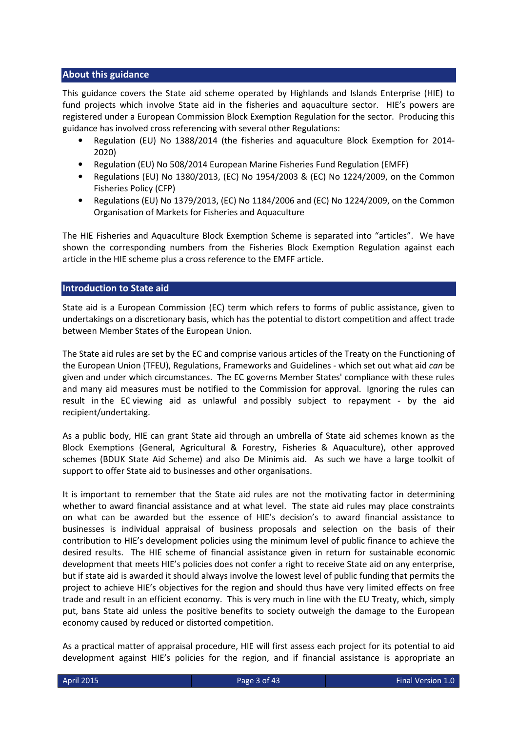## About this guidance

This guidance covers the State aid scheme operated by Highlands and Islands Enterprise (HIE) to fund projects which involve State aid in the fisheries and aquaculture sector. HIE's powers are registered under a European Commission Block Exemption Regulation for the sector. Producing this guidance has involved cross referencing with several other Regulations:

- Regulation (EU) No 1388/2014 (the fisheries and aquaculture Block Exemption for 2014-2020)
- Regulation (EU) No 508/2014 European Marine Fisheries Fund Regulation (EMFF)
- Regulations (EU) No 1380/2013, (EC) No 1954/2003 & (EC) No 1224/2009, on the Common Fisheries Policy (CFP)
- Regulations (EU) No 1379/2013, (EC) No 1184/2006 and (EC) No 1224/2009, on the Common Organisation of Markets for Fisheries and Aquaculture

The HIE Fisheries and Aquaculture Block Exemption Scheme is separated into "articles". We have shown the corresponding numbers from the Fisheries Block Exemption Regulation against each article in the HIE scheme plus a cross reference to the EMFF article.

## Introduction to State aid

State aid is a European Commission (EC) term which refers to forms of public assistance, given to undertakings on a discretionary basis, which has the potential to distort competition and affect trade between Member States of the European Union.

The State aid rules are set by the EC and comprise various articles of the Treaty on the Functioning of the European Union (TFEU), Regulations, Frameworks and Guidelines - which set out what aid *can* be given and under which circumstances. The EC governs Member States' compliance with these rules and many aid measures must be notified to the Commission for approval. Ignoring the rules can result in the EC viewing aid as unlawful and possibly subject to repayment - by the aid recipient/undertaking.

As a public body, HIE can grant State aid through an umbrella of State aid schemes known as the Block Exemptions (General, Agricultural & Forestry, Fisheries & Aquaculture), other approved schemes (BDUK State Aid Scheme) and also De Minimis aid. As such we have a large toolkit of support to offer State aid to businesses and other organisations.

It is important to remember that the State aid rules are not the motivating factor in determining whether to award financial assistance and at what level. The state aid rules may place constraints on what can be awarded but the essence of HIE's decision's to award financial assistance to businesses is individual appraisal of business proposals and selection on the basis of their contribution to HIE's development policies using the minimum level of public finance to achieve the desired results. The HIE scheme of financial assistance given in return for sustainable economic development that meets HIE's policies does not confer a right to receive State aid on any enterprise, but if state aid is awarded it should always involve the lowest level of public funding that permits the project to achieve HIE's objectives for the region and should thus have very limited effects on free trade and result in an efficient economy. This is very much in line with the EU Treaty, which, simply put, bans State aid unless the positive benefits to society outweigh the damage to the European economy caused by reduced or distorted competition.

As a practical matter of appraisal procedure, HIE will first assess each project for its potential to aid development against HIE's policies for the region, and if financial assistance is appropriate an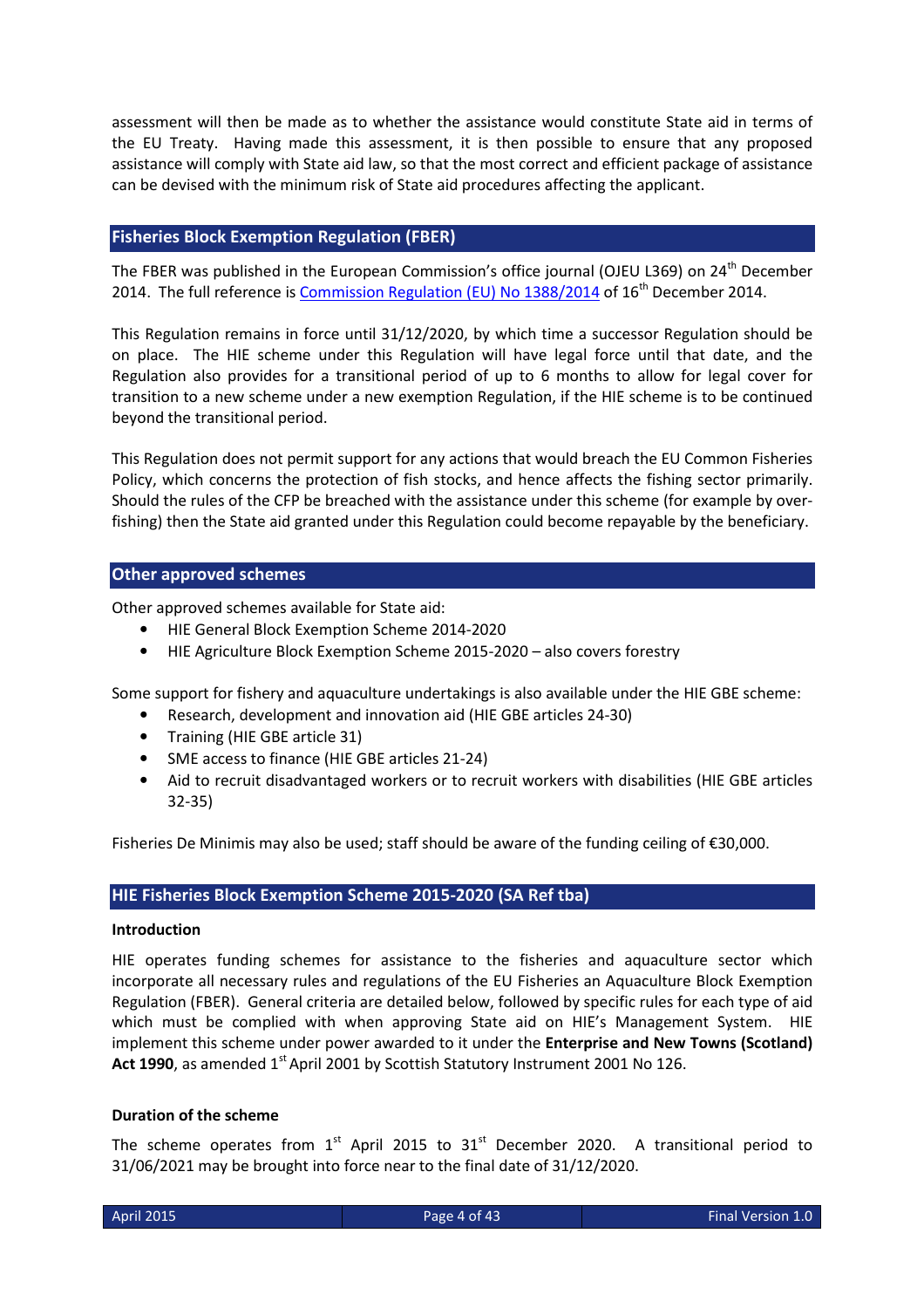assessment will then be made as to whether the assistance would constitute State aid in terms of the EU Treaty. Having made this assessment, it is then possible to ensure that any proposed assistance will comply with State aid law, so that the most correct and efficient package of assistance can be devised with the minimum risk of State aid procedures affecting the applicant.

## Fisheries Block Exemption Regulation (FBER)

The FBER was published in the European Commission's office journal (OJEU L369) on 24th December 2014. The full reference is [Commission Regulation (EU) No 1388/2014] of 16th December 2014.

This Regulation remains in force until 31/12/2020, by which time a successor Regulation should be on place. The HIE scheme under this Regulation will have legal force until that date, and the Regulation also provides for a transitional period of up to 6 months to allow for legal cover for transition to a new scheme under a new exemption Regulation, if the HIE scheme is to be continued beyond the transitional period.

This Regulation does not permit support for any actions that would breach the EU Common Fisheries Policy, which concerns the protection of fish stocks, and hence affects the fishing sector primarily. Should the rules of the CFP be breached with the assistance under this scheme (for example by over-fishing) then the State aid granted under this Regulation could become repayable by the beneficiary.

## Other approved schemes

Other approved schemes available for State aid:

- HIE General Block Exemption Scheme 2014-2020
- HIE Agriculture Block Exemption Scheme 2015-2020 – also covers forestry

Some support for fishery and aquaculture undertakings is also available under the HIE GBE scheme:

- Research, development and innovation aid (HIE GBE articles 24-30)
- Training (HIE GBE article 31)
- SME access to finance (HIE GBE articles 21-24)
- Aid to recruit disadvantaged workers or to recruit workers with disabilities (HIE GBE articles 32-35)

Fisheries De Minimis may also be used; staff should be aware of the funding ceiling of €30,000.

## HIE Fisheries Block Exemption Scheme 2015-2020 (SA Ref tba)

### Introduction

HIE operates funding schemes for assistance to the fisheries and aquaculture sector which incorporate all necessary rules and regulations of the EU Fisheries an Aquaculture Block Exemption Regulation (FBER). General criteria are detailed below, followed by specific rules for each type of aid which must be complied with when approving State aid on HIE's Management System. HIE implement this scheme under power awarded to it under the **Enterprise and New Towns (Scotland) Act 1990**, as amended 1st April 2001 by Scottish Statutory Instrument 2001 No 126.

### Duration of the scheme

The scheme operates from 1st April 2015 to 31st December 2020. A transitional period to 31/06/2021 may be brought into force near to the final date of 31/12/2020.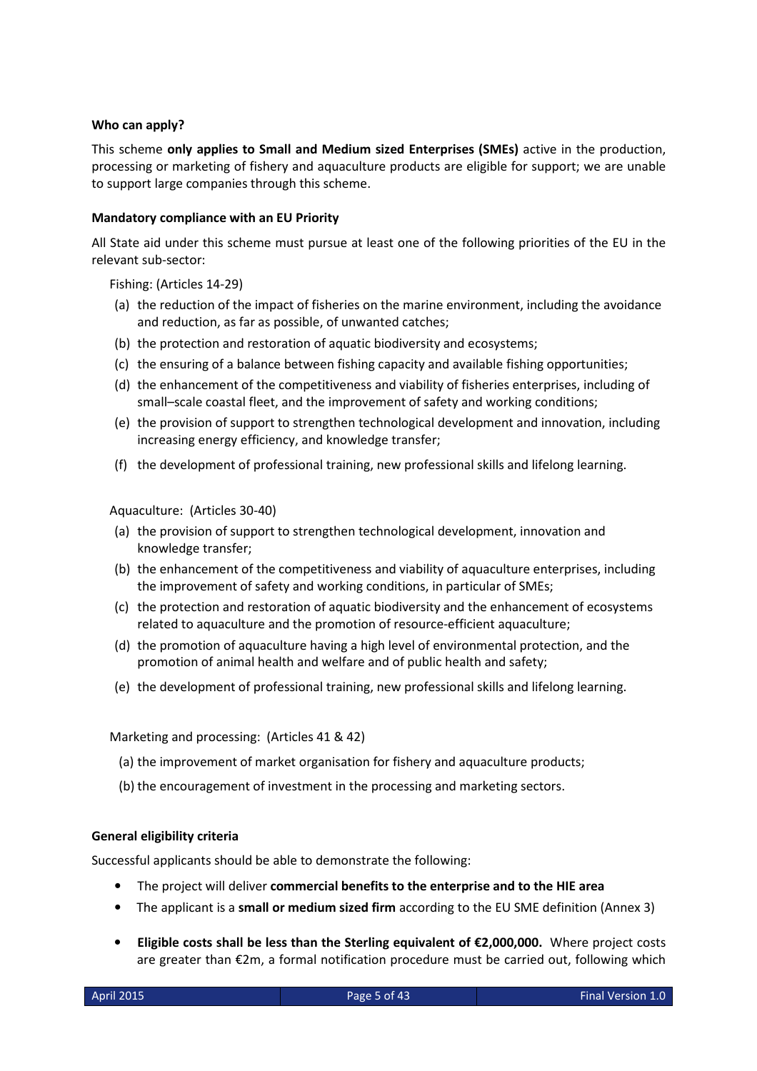**Who can apply?**

This scheme **only applies to Small and Medium sized Enterprises (SMEs)** active in the production, processing or marketing of fishery and aquaculture products are eligible for support; we are unable to support large companies through this scheme.

**Mandatory compliance with an EU Priority**

All State aid under this scheme must pursue at least one of the following priorities of the EU in the relevant sub-sector:

Fishing: (Articles 14-29)

(a) the reduction of the impact of fisheries on the marine environment, including the avoidance and reduction, as far as possible, of unwanted catches;
(b) the protection and restoration of aquatic biodiversity and ecosystems;
(c) the ensuring of a balance between fishing capacity and available fishing opportunities;
(d) the enhancement of the competitiveness and viability of fisheries enterprises, including of small–scale coastal fleet, and the improvement of safety and working conditions;
(e) the provision of support to strengthen technological development and innovation, including increasing energy efficiency, and knowledge transfer;
(f) the development of professional training, new professional skills and lifelong learning.

Aquaculture: (Articles 30-40)

(a) the provision of support to strengthen technological development, innovation and knowledge transfer;
(b) the enhancement of the competitiveness and viability of aquaculture enterprises, including the improvement of safety and working conditions, in particular of SMEs;
(c) the protection and restoration of aquatic biodiversity and the enhancement of ecosystems related to aquaculture and the promotion of resource-efficient aquaculture;
(d) the promotion of aquaculture having a high level of environmental protection, and the promotion of animal health and welfare and of public health and safety;
(e) the development of professional training, new professional skills and lifelong learning.

Marketing and processing: (Articles 41 & 42)

(a) the improvement of market organisation for fishery and aquaculture products;
(b) the encouragement of investment in the processing and marketing sectors.

**General eligibility criteria**

Successful applicants should be able to demonstrate the following:

- The project will deliver **commercial benefits to the enterprise and to the HIE area**
- The applicant is a **small or medium sized firm** according to the EU SME definition (Annex 3)
- **Eligible costs shall be less than the Sterling equivalent of €2,000,000.** Where project costs are greater than €2m, a formal notification procedure must be carried out, following which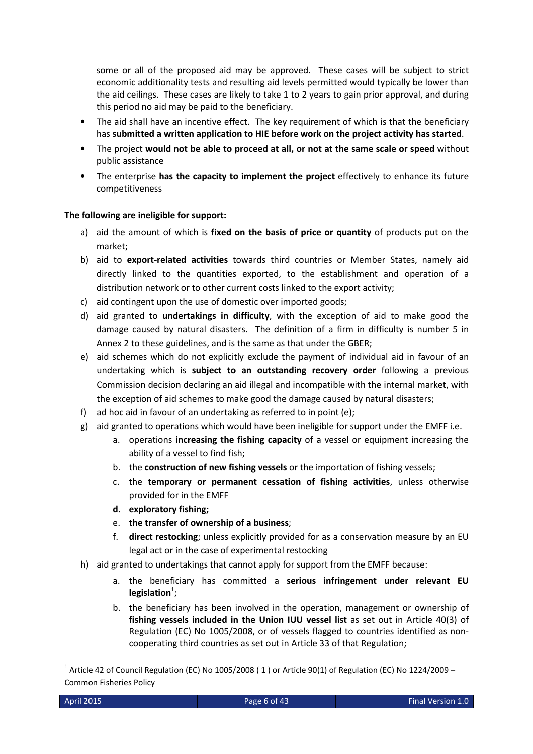some or all of the proposed aid may be approved. These cases will be subject to strict economic additionality tests and resulting aid levels permitted would typically be lower than the aid ceilings. These cases are likely to take 1 to 2 years to gain prior approval, and during this period no aid may be paid to the beneficiary.

- The aid shall have an incentive effect. The key requirement of which is that the beneficiary has **submitted a written application to HIE before work on the project activity has started**.
- The project **would not be able to proceed at all, or not at the same scale or speed** without public assistance
- The enterprise **has the capacity to implement the project** effectively to enhance its future competitiveness

**The following are ineligible for support:**

a) aid the amount of which is **fixed on the basis of price or quantity** of products put on the market;

b) aid to **export-related activities** towards third countries or Member States, namely aid directly linked to the quantities exported, to the establishment and operation of a distribution network or to other current costs linked to the export activity;

c) aid contingent upon the use of domestic over imported goods;

d) aid granted to **undertakings in difficulty**, with the exception of aid to make good the damage caused by natural disasters. The definition of a firm in difficulty is number 5 in Annex 2 to these guidelines, and is the same as that under the GBER;

e) aid schemes which do not explicitly exclude the payment of individual aid in favour of an undertaking which is **subject to an outstanding recovery order** following a previous Commission decision declaring an aid illegal and incompatible with the internal market, with the exception of aid schemes to make good the damage caused by natural disasters;

f) ad hoc aid in favour of an undertaking as referred to in point (e);

g) aid granted to operations which would have been ineligible for support under the EMFF i.e.

   a. operations **increasing the fishing capacity** of a vessel or equipment increasing the ability of a vessel to find fish;

   b. the **construction of new fishing vessels** or the importation of fishing vessels;

   c. the **temporary or permanent cessation of fishing activities**, unless otherwise provided for in the EMFF

   **d. exploratory fishing;**

   e. **the transfer of ownership of a business**;

   f. **direct restocking**; unless explicitly provided for as a conservation measure by an EU legal act or in the case of experimental restocking

h) aid granted to undertakings that cannot apply for support from the EMFF because:

   a. the beneficiary has committed a **serious infringement under relevant EU legislation**[1];

   b. the beneficiary has been involved in the operation, management or ownership of **fishing vessels included in the Union IUU vessel list** as set out in Article 40(3) of Regulation (EC) No 1005/2008, or of vessels flagged to countries identified as non-cooperating third countries as set out in Article 33 of that Regulation;

---

[1] Article 42 of Council Regulation (EC) No 1005/2008 ( 1 ) or Article 90(1) of Regulation (EC) No 1224/2009 – Common Fisheries Policy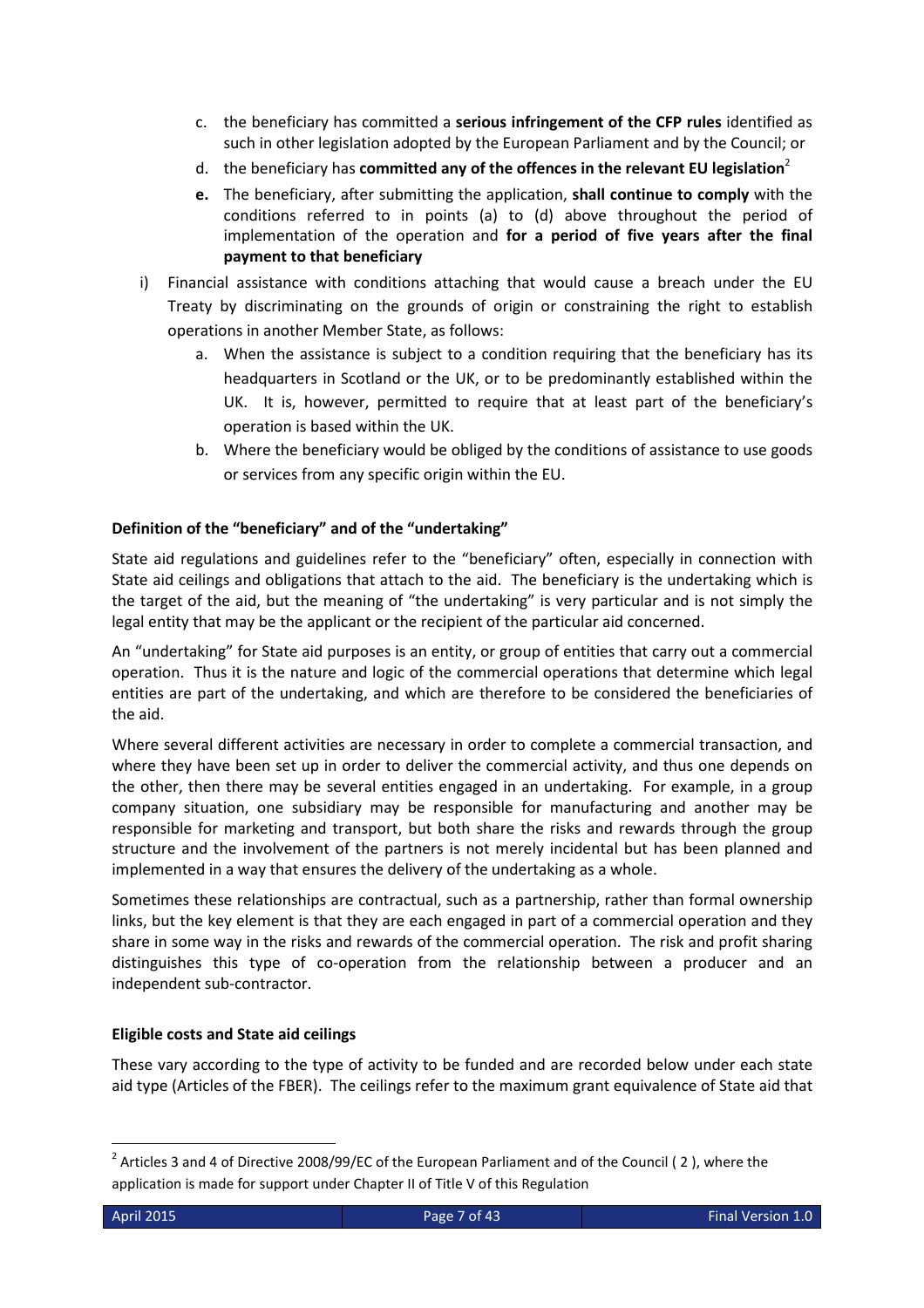c. the beneficiary has committed a **serious infringement of the CFP rules** identified as such in other legislation adopted by the European Parliament and by the Council; or
   d. the beneficiary has **committed any of the offences in the relevant EU legislation**[2]
   **e.** The beneficiary, after submitting the application, **shall continue to comply** with the conditions referred to in points (a) to (d) above throughout the period of implementation of the operation and **for a period of five years after the final payment to that beneficiary**

i) Financial assistance with conditions attaching that would cause a breach under the EU Treaty by discriminating on the grounds of origin or constraining the right to establish operations in another Member State, as follows:
   a. When the assistance is subject to a condition requiring that the beneficiary has its headquarters in Scotland or the UK, or to be predominantly established within the UK. It is, however, permitted to require that at least part of the beneficiary's operation is based within the UK.
   b. Where the beneficiary would be obliged by the conditions of assistance to use goods or services from any specific origin within the EU.

**Definition of the "beneficiary" and of the "undertaking"**

State aid regulations and guidelines refer to the "beneficiary" often, especially in connection with State aid ceilings and obligations that attach to the aid. The beneficiary is the undertaking which is the target of the aid, but the meaning of "the undertaking" is very particular and is not simply the legal entity that may be the applicant or the recipient of the particular aid concerned.

An "undertaking" for State aid purposes is an entity, or group of entities that carry out a commercial operation. Thus it is the nature and logic of the commercial operations that determine which legal entities are part of the undertaking, and which are therefore to be considered the beneficiaries of the aid.

Where several different activities are necessary in order to complete a commercial transaction, and where they have been set up in order to deliver the commercial activity, and thus one depends on the other, then there may be several entities engaged in an undertaking. For example, in a group company situation, one subsidiary may be responsible for manufacturing and another may be responsible for marketing and transport, but both share the risks and rewards through the group structure and the involvement of the partners is not merely incidental but has been planned and implemented in a way that ensures the delivery of the undertaking as a whole.

Sometimes these relationships are contractual, such as a partnership, rather than formal ownership links, but the key element is that they are each engaged in part of a commercial operation and they share in some way in the risks and rewards of the commercial operation. The risk and profit sharing distinguishes this type of co-operation from the relationship between a producer and an independent sub-contractor.

**Eligible costs and State aid ceilings**

These vary according to the type of activity to be funded and are recorded below under each state aid type (Articles of the FBER). The ceilings refer to the maximum grant equivalence of State aid that

[2] Articles 3 and 4 of Directive 2008/99/EC of the European Parliament and of the Council ( 2 ), where the application is made for support under Chapter II of Title V of this Regulation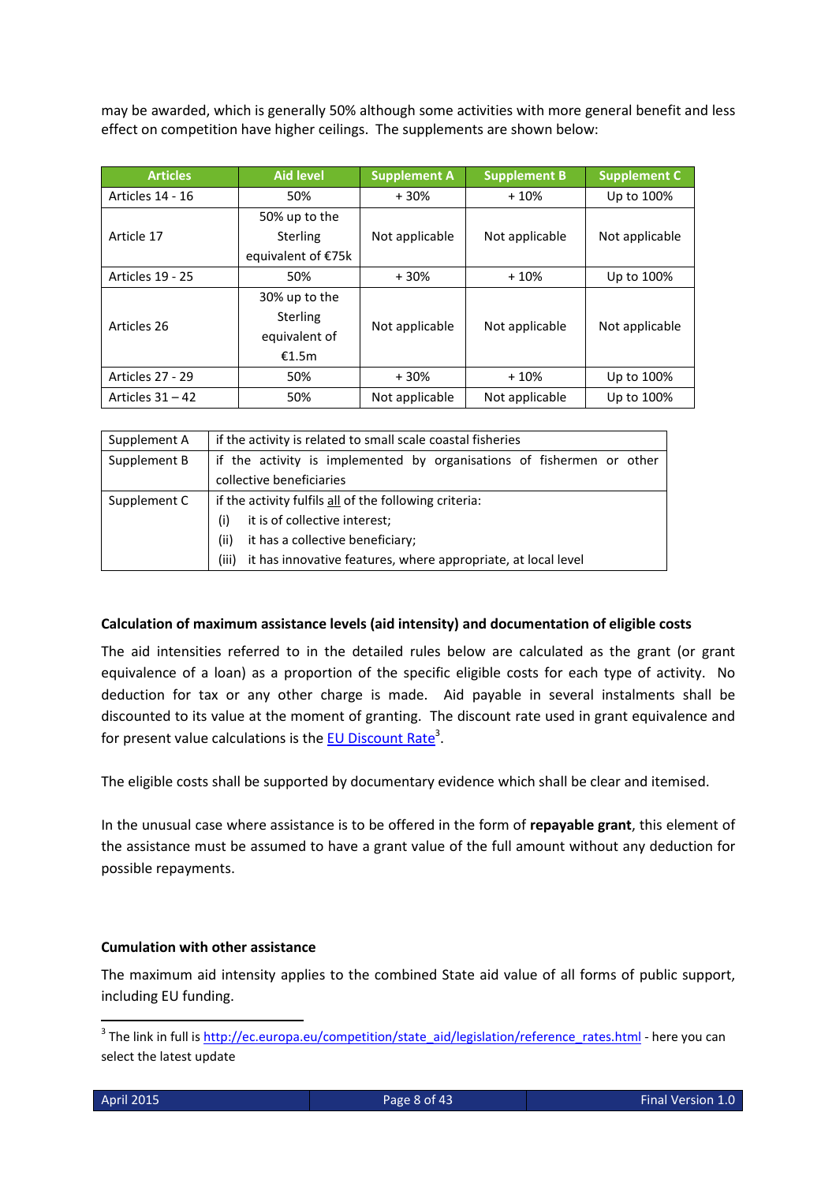may be awarded, which is generally 50% although some activities with more general benefit and less effect on competition have higher ceilings. The supplements are shown below:

| Articles | Aid level | Supplement A | Supplement B | Supplement C |
|---|---|---|---|---|
| Articles 14 - 16 | 50% | + 30% | + 10% | Up to 100% |
| Article 17 | 50% up to the Sterling equivalent of €75k | Not applicable | Not applicable | Not applicable |
| Articles 19 - 25 | 50% | + 30% | + 10% | Up to 100% |
| Articles 26 | 30% up to the Sterling equivalent of €1.5m | Not applicable | Not applicable | Not applicable |
| Articles 27 - 29 | 50% | + 30% | + 10% | Up to 100% |
| Articles 31 – 42 | 50% | Not applicable | Not applicable | Up to 100% |

| | |
|---|---|
| Supplement A | if the activity is related to small scale coastal fisheries |
| Supplement B | if the activity is implemented by organisations of fishermen or other collective beneficiaries |
| Supplement C | if the activity fulfils <u>all</u> of the following criteria:<br>(i) it is of collective interest;<br>(ii) it has a collective beneficiary;<br>(iii) it has innovative features, where appropriate, at local level |

**Calculation of maximum assistance levels (aid intensity) and documentation of eligible costs**

The aid intensities referred to in the detailed rules below are calculated as the grant (or grant equivalence of a loan) as a proportion of the specific eligible costs for each type of activity. No deduction for tax or any other charge is made. Aid payable in several instalments shall be discounted to its value at the moment of granting. The discount rate used in grant equivalence and for present value calculations is the EU Discount Rate[3].

The eligible costs shall be supported by documentary evidence which shall be clear and itemised.

In the unusual case where assistance is to be offered in the form of **repayable grant**, this element of the assistance must be assumed to have a grant value of the full amount without any deduction for possible repayments.

**Cumulation with other assistance**

The maximum aid intensity applies to the combined State aid value of all forms of public support, including EU funding.

[3] The link in full is http://ec.europa.eu/competition/state_aid/legislation/reference_rates.html - here you can select the latest update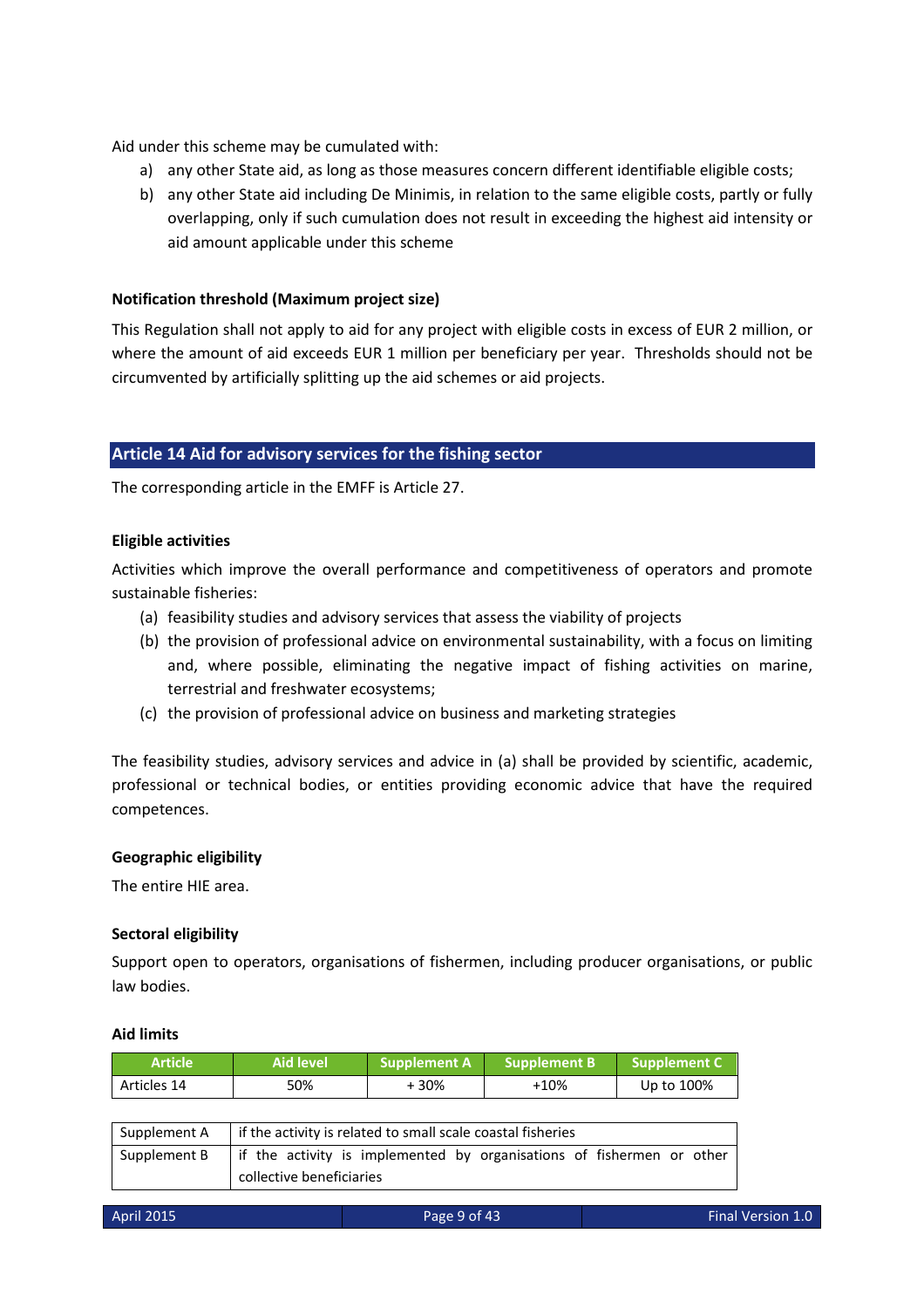Aid under this scheme may be cumulated with:

a) any other State aid, as long as those measures concern different identifiable eligible costs;
b) any other State aid including De Minimis, in relation to the same eligible costs, partly or fully overlapping, only if such cumulation does not result in exceeding the highest aid intensity or aid amount applicable under this scheme

**Notification threshold (Maximum project size)**

This Regulation shall not apply to aid for any project with eligible costs in excess of EUR 2 million, or where the amount of aid exceeds EUR 1 million per beneficiary per year. Thresholds should not be circumvented by artificially splitting up the aid schemes or aid projects.

## Article 14 Aid for advisory services for the fishing sector

The corresponding article in the EMFF is Article 27.

**Eligible activities**

Activities which improve the overall performance and competitiveness of operators and promote sustainable fisheries:

(a) feasibility studies and advisory services that assess the viability of projects
(b) the provision of professional advice on environmental sustainability, with a focus on limiting and, where possible, eliminating the negative impact of fishing activities on marine, terrestrial and freshwater ecosystems;
(c) the provision of professional advice on business and marketing strategies

The feasibility studies, advisory services and advice in (a) shall be provided by scientific, academic, professional or technical bodies, or entities providing economic advice that have the required competences.

**Geographic eligibility**

The entire HIE area.

**Sectoral eligibility**

Support open to operators, organisations of fishermen, including producer organisations, or public law bodies.

**Aid limits**

| Article | Aid level | Supplement A | Supplement B | Supplement C |
|---|---|---|---|---|
| Articles 14 | 50% | + 30% | +10% | Up to 100% |

| | |
|---|---|
| Supplement A | if the activity is related to small scale coastal fisheries |
| Supplement B | if the activity is implemented by organisations of fishermen or other collective beneficiaries |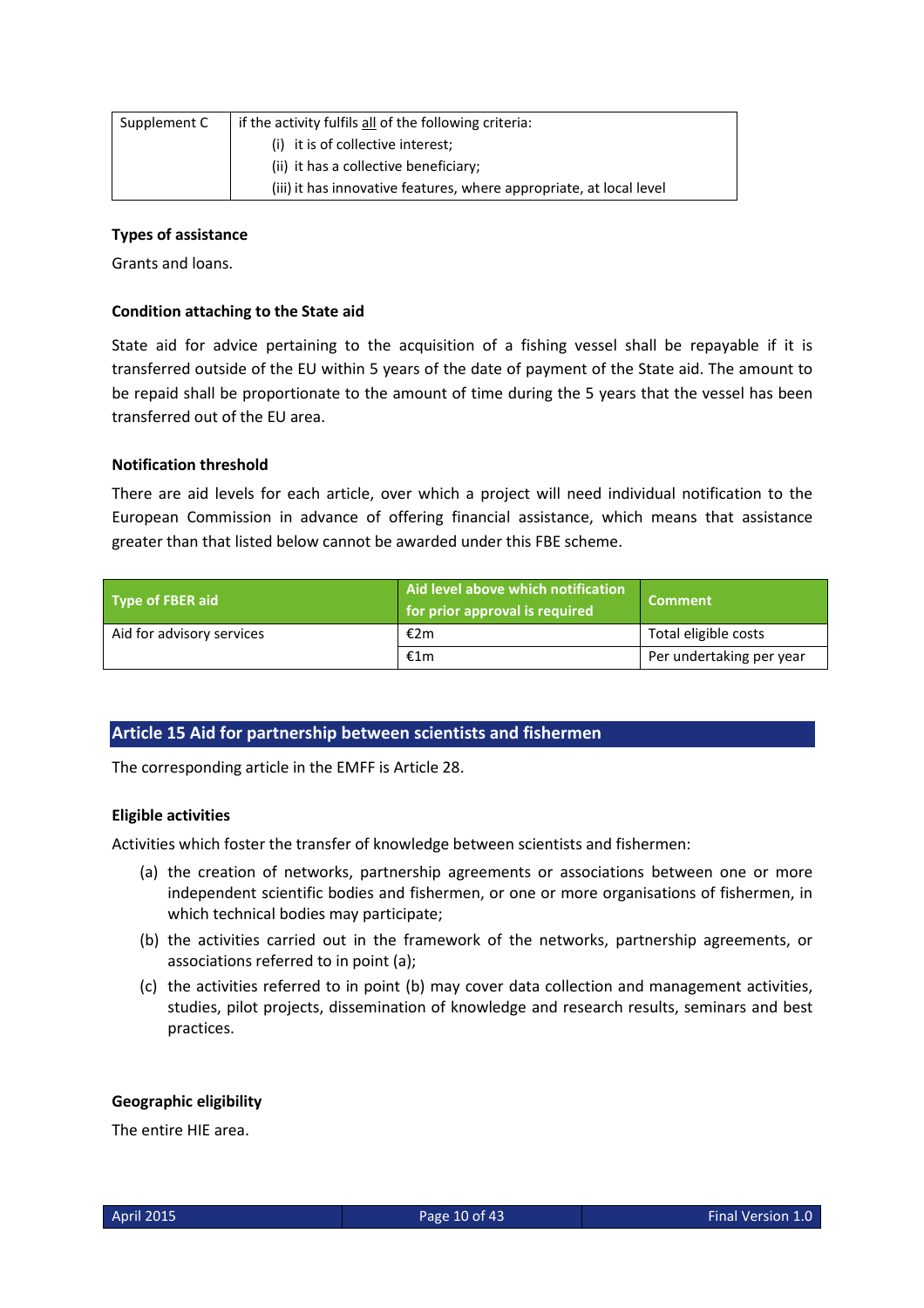| Supplement C | if the activity fulfils all of the following criteria:<br>(i) it is of collective interest;<br>(ii) it has a collective beneficiary;<br>(iii) it has innovative features, where appropriate, at local level |
|---|---|

**Types of assistance**

Grants and loans.

**Condition attaching to the State aid**

State aid for advice pertaining to the acquisition of a fishing vessel shall be repayable if it is transferred outside of the EU within 5 years of the date of payment of the State aid. The amount to be repaid shall be proportionate to the amount of time during the 5 years that the vessel has been transferred out of the EU area.

**Notification threshold**

There are aid levels for each article, over which a project will need individual notification to the European Commission in advance of offering financial assistance, which means that assistance greater than that listed below cannot be awarded under this FBE scheme.

| Type of FBER aid | Aid level above which notification for prior approval is required | Comment |
|---|---|---|
| Aid for advisory services | €2m | Total eligible costs |
| | €1m | Per undertaking per year |

## Article 15 Aid for partnership between scientists and fishermen

The corresponding article in the EMFF is Article 28.

**Eligible activities**

Activities which foster the transfer of knowledge between scientists and fishermen:

(a) the creation of networks, partnership agreements or associations between one or more independent scientific bodies and fishermen, or one or more organisations of fishermen, in which technical bodies may participate;

(b) the activities carried out in the framework of the networks, partnership agreements, or associations referred to in point (a);

(c) the activities referred to in point (b) may cover data collection and management activities, studies, pilot projects, dissemination of knowledge and research results, seminars and best practices.

**Geographic eligibility**

The entire HIE area.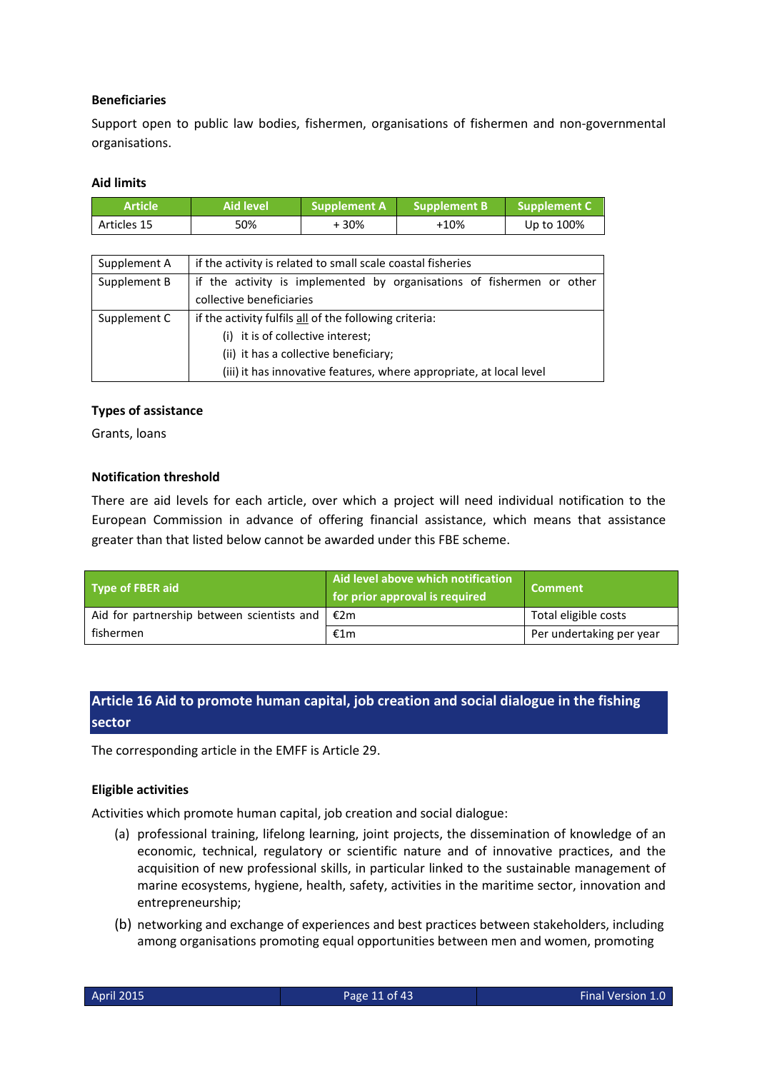**Beneficiaries**

Support open to public law bodies, fishermen, organisations of fishermen and non-governmental organisations.

**Aid limits**

| Article | Aid level | Supplement A | Supplement B | Supplement C |
|---|---|---|---|---|
| Articles 15 | 50% | + 30% | +10% | Up to 100% |

| | |
|---|---|
| Supplement A | if the activity is related to small scale coastal fisheries |
| Supplement B | if the activity is implemented by organisations of fishermen or other collective beneficiaries |
| Supplement C | if the activity fulfils <u>all</u> of the following criteria:<br>(i) it is of collective interest;<br>(ii) it has a collective beneficiary;<br>(iii) it has innovative features, where appropriate, at local level |

**Types of assistance**

Grants, loans

**Notification threshold**

There are aid levels for each article, over which a project will need individual notification to the European Commission in advance of offering financial assistance, which means that assistance greater than that listed below cannot be awarded under this FBE scheme.

| Type of FBER aid | Aid level above which notification for prior approval is required | Comment |
|---|---|---|
| Aid for partnership between scientists and fishermen | €2m | Total eligible costs |
| | €1m | Per undertaking per year |

## Article 16 Aid to promote human capital, job creation and social dialogue in the fishing sector

The corresponding article in the EMFF is Article 29.

**Eligible activities**

Activities which promote human capital, job creation and social dialogue:

(a) professional training, lifelong learning, joint projects, the dissemination of knowledge of an economic, technical, regulatory or scientific nature and of innovative practices, and the acquisition of new professional skills, in particular linked to the sustainable management of marine ecosystems, hygiene, health, safety, activities in the maritime sector, innovation and entrepreneurship;

(b) networking and exchange of experiences and best practices between stakeholders, including among organisations promoting equal opportunities between men and women, promoting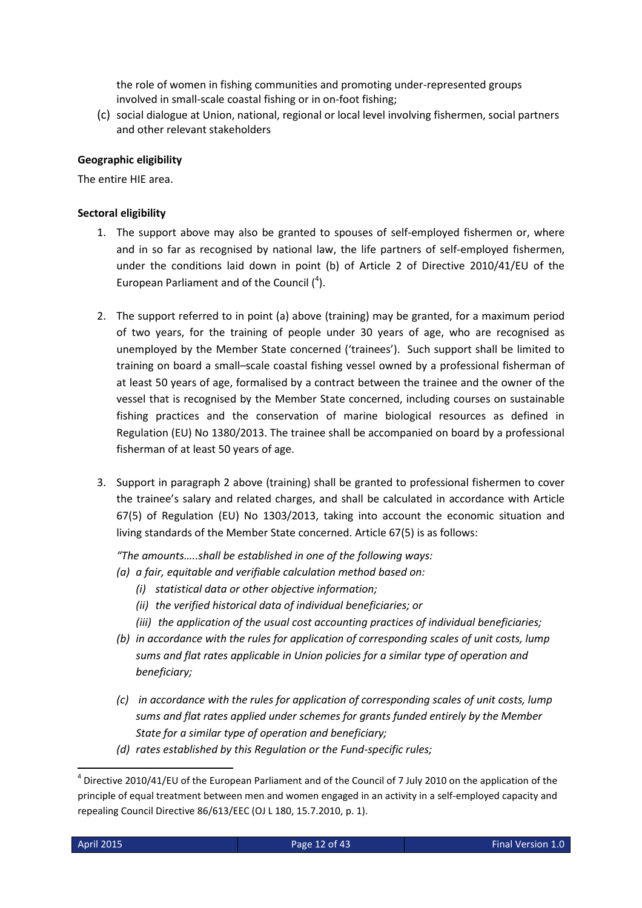the role of women in fishing communities and promoting under-represented groups involved in small-scale coastal fishing or in on-foot fishing;

(c) social dialogue at Union, national, regional or local level involving fishermen, social partners and other relevant stakeholders

**Geographic eligibility**

The entire HIE area.

**Sectoral eligibility**

1. The support above may also be granted to spouses of self-employed fishermen or, where and in so far as recognised by national law, the life partners of self-employed fishermen, under the conditions laid down in point (b) of Article 2 of Directive 2010/41/EU of the European Parliament and of the Council ([4]).

2. The support referred to in point (a) above (training) may be granted, for a maximum period of two years, for the training of people under 30 years of age, who are recognised as unemployed by the Member State concerned ('trainees'). Such support shall be limited to training on board a small–scale coastal fishing vessel owned by a professional fisherman of at least 50 years of age, formalised by a contract between the trainee and the owner of the vessel that is recognised by the Member State concerned, including courses on sustainable fishing practices and the conservation of marine biological resources as defined in Regulation (EU) No 1380/2013. The trainee shall be accompanied on board by a professional fisherman of at least 50 years of age.

3. Support in paragraph 2 above (training) shall be granted to professional fishermen to cover the trainee's salary and related charges, and shall be calculated in accordance with Article 67(5) of Regulation (EU) No 1303/2013, taking into account the economic situation and living standards of the Member State concerned. Article 67(5) is as follows:

   *"The amounts…..shall be established in one of the following ways:*
   *(a) a fair, equitable and verifiable calculation method based on:*
   *(i) statistical data or other objective information;*
   *(ii) the verified historical data of individual beneficiaries; or*
   *(iii) the application of the usual cost accounting practices of individual beneficiaries;*
   *(b) in accordance with the rules for application of corresponding scales of unit costs, lump sums and flat rates applicable in Union policies for a similar type of operation and beneficiary;*
   *(c) in accordance with the rules for application of corresponding scales of unit costs, lump sums and flat rates applied under schemes for grants funded entirely by the Member State for a similar type of operation and beneficiary;*
   *(d) rates established by this Regulation or the Fund-specific rules;*

---

[4] Directive 2010/41/EU of the European Parliament and of the Council of 7 July 2010 on the application of the principle of equal treatment between men and women engaged in an activity in a self-employed capacity and repealing Council Directive 86/613/EEC (OJ L 180, 15.7.2010, p. 1).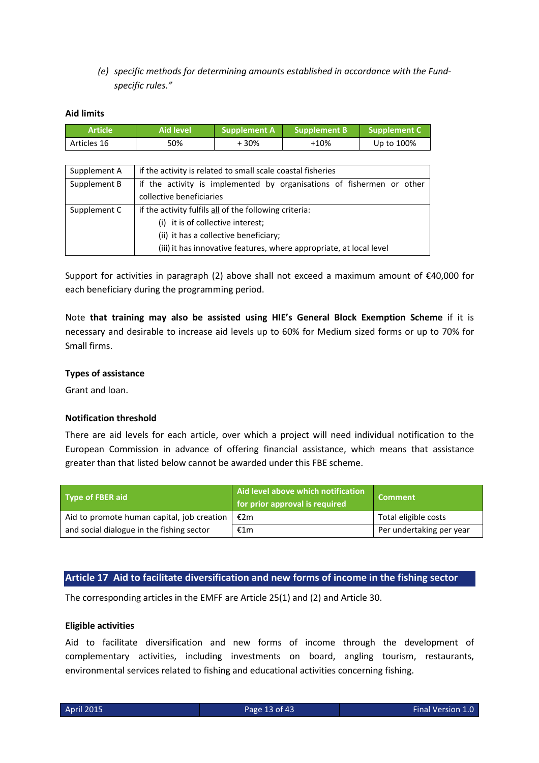(e) *specific methods for determining amounts established in accordance with the Fund-specific rules."*

**Aid limits**

| Article | Aid level | Supplement A | Supplement B | Supplement C |
|---|---|---|---|---|
| Articles 16 | 50% | + 30% | +10% | Up to 100% |

| | |
|---|---|
| Supplement A | if the activity is related to small scale coastal fisheries |
| Supplement B | if the activity is implemented by organisations of fishermen or other collective beneficiaries |
| Supplement C | if the activity fulfils <u>all</u> of the following criteria:<br>(i) it is of collective interest;<br>(ii) it has a collective beneficiary;<br>(iii) it has innovative features, where appropriate, at local level |

Support for activities in paragraph (2) above shall not exceed a maximum amount of €40,000 for each beneficiary during the programming period.

Note **that training may also be assisted using HIE's General Block Exemption Scheme** if it is necessary and desirable to increase aid levels up to 60% for Medium sized forms or up to 70% for Small firms.

**Types of assistance**

Grant and loan.

**Notification threshold**

There are aid levels for each article, over which a project will need individual notification to the European Commission in advance of offering financial assistance, which means that assistance greater than that listed below cannot be awarded under this FBE scheme.

| Type of FBER aid | Aid level above which notification for prior approval is required | Comment |
|---|---|---|
| Aid to promote human capital, job creation and social dialogue in the fishing sector | €2m | Total eligible costs |
| | €1m | Per undertaking per year |

## Article 17 Aid to facilitate diversification and new forms of income in the fishing sector

The corresponding articles in the EMFF are Article 25(1) and (2) and Article 30.

**Eligible activities**

Aid to facilitate diversification and new forms of income through the development of complementary activities, including investments on board, angling tourism, restaurants, environmental services related to fishing and educational activities concerning fishing.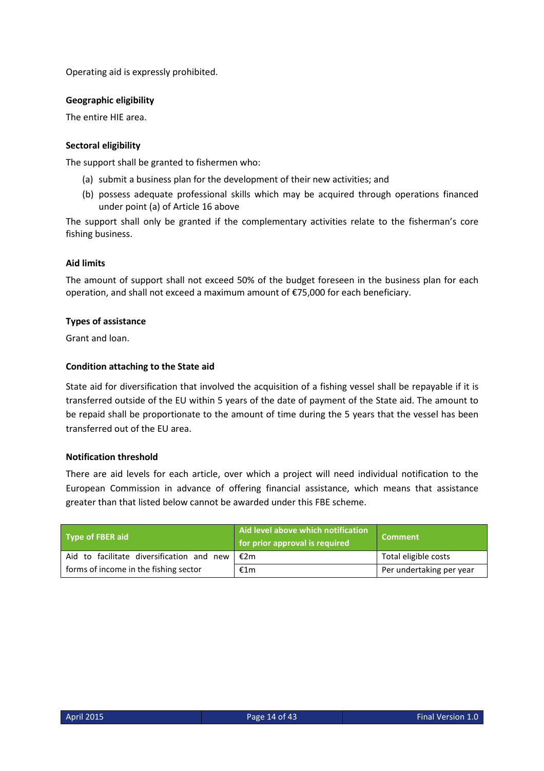Operating aid is expressly prohibited.

**Geographic eligibility**

The entire HIE area.

**Sectoral eligibility**

The support shall be granted to fishermen who:

(a) submit a business plan for the development of their new activities; and

(b) possess adequate professional skills which may be acquired through operations financed under point (a) of Article 16 above

The support shall only be granted if the complementary activities relate to the fisherman's core fishing business.

**Aid limits**

The amount of support shall not exceed 50% of the budget foreseen in the business plan for each operation, and shall not exceed a maximum amount of €75,000 for each beneficiary.

**Types of assistance**

Grant and loan.

**Condition attaching to the State aid**

State aid for diversification that involved the acquisition of a fishing vessel shall be repayable if it is transferred outside of the EU within 5 years of the date of payment of the State aid. The amount to be repaid shall be proportionate to the amount of time during the 5 years that the vessel has been transferred out of the EU area.

**Notification threshold**

There are aid levels for each article, over which a project will need individual notification to the European Commission in advance of offering financial assistance, which means that assistance greater than that listed below cannot be awarded under this FBE scheme.

| Type of FBER aid | Aid level above which notification for prior approval is required | Comment |
|---|---|---|
| Aid to facilitate diversification and new forms of income in the fishing sector | €2m | Total eligible costs |
| | €1m | Per undertaking per year |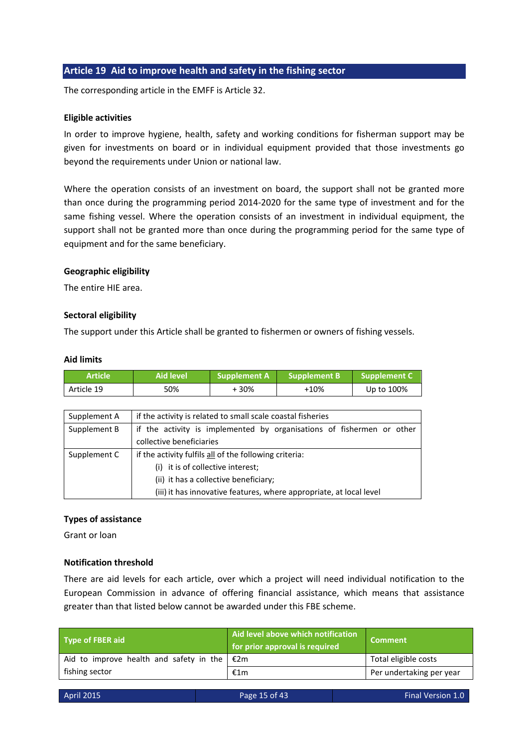## Article 19 Aid to improve health and safety in the fishing sector

The corresponding article in the EMFF is Article 32.

### Eligible activities

In order to improve hygiene, health, safety and working conditions for fisherman support may be given for investments on board or in individual equipment provided that those investments go beyond the requirements under Union or national law.

Where the operation consists of an investment on board, the support shall not be granted more than once during the programming period 2014-2020 for the same type of investment and for the same fishing vessel. Where the operation consists of an investment in individual equipment, the support shall not be granted more than once during the programming period for the same type of equipment and for the same beneficiary.

### Geographic eligibility

The entire HIE area.

### Sectoral eligibility

The support under this Article shall be granted to fishermen or owners of fishing vessels.

### Aid limits

| Article | Aid level | Supplement A | Supplement B | Supplement C |
|---|---|---|---|---|
| Article 19 | 50% | + 30% | +10% | Up to 100% |

| | |
|---|---|
| Supplement A | if the activity is related to small scale coastal fisheries |
| Supplement B | if the activity is implemented by organisations of fishermen or other collective beneficiaries |
| Supplement C | if the activity fulfils <u>all</u> of the following criteria:<br>(i) it is of collective interest;<br>(ii) it has a collective beneficiary;<br>(iii) it has innovative features, where appropriate, at local level |

### Types of assistance

Grant or loan

### Notification threshold

There are aid levels for each article, over which a project will need individual notification to the European Commission in advance of offering financial assistance, which means that assistance greater than that listed below cannot be awarded under this FBE scheme.

| Type of FBER aid | Aid level above which notification for prior approval is required | Comment |
|---|---|---|
| Aid to improve health and safety in the fishing sector | €2m | Total eligible costs |
| | €1m | Per undertaking per year |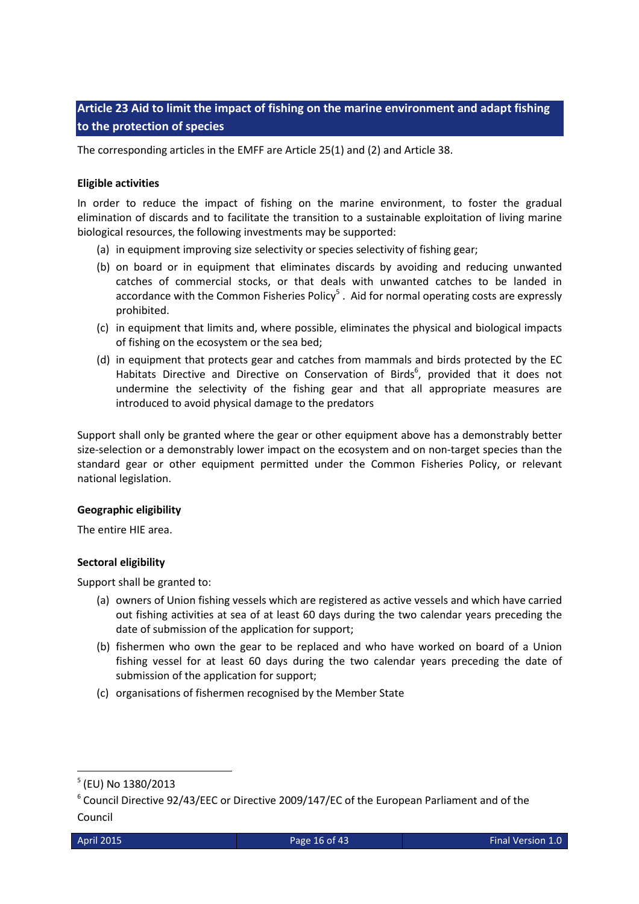## Article 23 Aid to limit the impact of fishing on the marine environment and adapt fishing to the protection of species

The corresponding articles in the EMFF are Article 25(1) and (2) and Article 38.

**Eligible activities**

In order to reduce the impact of fishing on the marine environment, to foster the gradual elimination of discards and to facilitate the transition to a sustainable exploitation of living marine biological resources, the following investments may be supported:

(a) in equipment improving size selectivity or species selectivity of fishing gear;

(b) on board or in equipment that eliminates discards by avoiding and reducing unwanted catches of commercial stocks, or that deals with unwanted catches to be landed in accordance with the Common Fisheries Policy[5] . Aid for normal operating costs are expressly prohibited.

(c) in equipment that limits and, where possible, eliminates the physical and biological impacts of fishing on the ecosystem or the sea bed;

(d) in equipment that protects gear and catches from mammals and birds protected by the EC Habitats Directive and Directive on Conservation of Birds[6], provided that it does not undermine the selectivity of the fishing gear and that all appropriate measures are introduced to avoid physical damage to the predators

Support shall only be granted where the gear or other equipment above has a demonstrably better size-selection or a demonstrably lower impact on the ecosystem and on non-target species than the standard gear or other equipment permitted under the Common Fisheries Policy, or relevant national legislation.

**Geographic eligibility**

The entire HIE area.

**Sectoral eligibility**

Support shall be granted to:

(a) owners of Union fishing vessels which are registered as active vessels and which have carried out fishing activities at sea of at least 60 days during the two calendar years preceding the date of submission of the application for support;

(b) fishermen who own the gear to be replaced and who have worked on board of a Union fishing vessel for at least 60 days during the two calendar years preceding the date of submission of the application for support;

(c) organisations of fishermen recognised by the Member State

---

[5] (EU) No 1380/2013

[6] Council Directive 92/43/EEC or Directive 2009/147/EC of the European Parliament and of the Council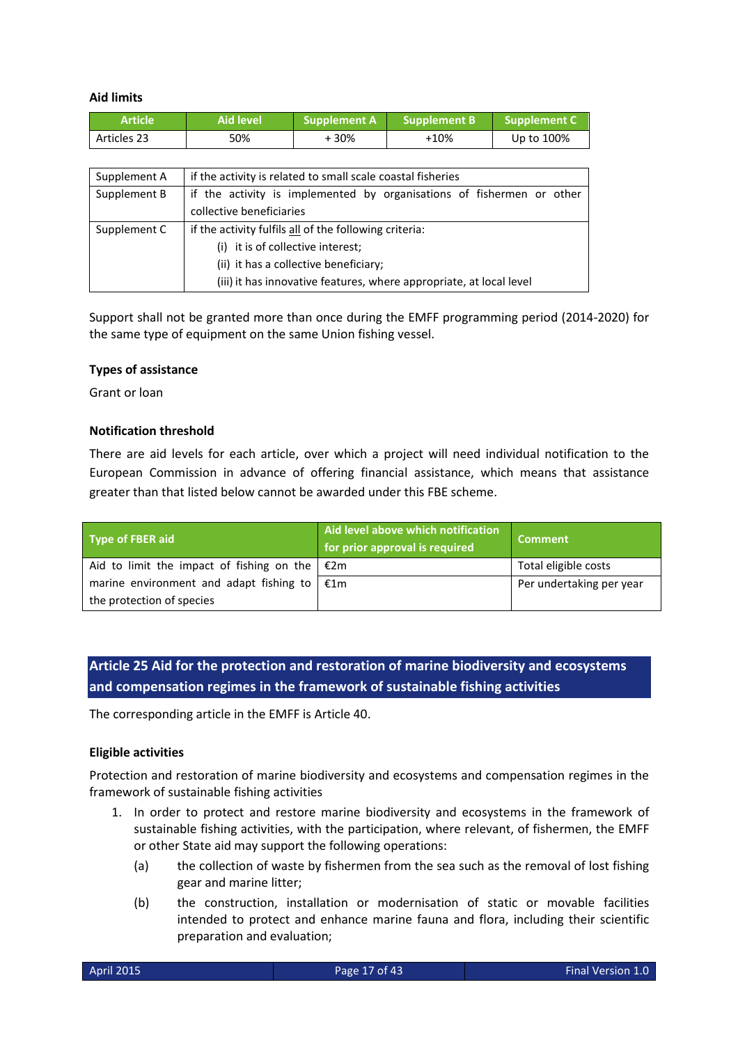**Aid limits**

| Article | Aid level | Supplement A | Supplement B | Supplement C |
|---|---|---|---|---|
| Articles 23 | 50% | + 30% | +10% | Up to 100% |

| | |
|---|---|
| Supplement A | if the activity is related to small scale coastal fisheries |
| Supplement B | if the activity is implemented by organisations of fishermen or other collective beneficiaries |
| Supplement C | if the activity fulfils all of the following criteria:<br>(i) it is of collective interest;<br>(ii) it has a collective beneficiary;<br>(iii) it has innovative features, where appropriate, at local level |

Support shall not be granted more than once during the EMFF programming period (2014-2020) for the same type of equipment on the same Union fishing vessel.

**Types of assistance**

Grant or loan

**Notification threshold**

There are aid levels for each article, over which a project will need individual notification to the European Commission in advance of offering financial assistance, which means that assistance greater than that listed below cannot be awarded under this FBE scheme.

| Type of FBER aid | Aid level above which notification for prior approval is required | Comment |
|---|---|---|
| Aid to limit the impact of fishing on the marine environment and adapt fishing to the protection of species | €2m | Total eligible costs |
| | €1m | Per undertaking per year |

## Article 25 Aid for the protection and restoration of marine biodiversity and ecosystems and compensation regimes in the framework of sustainable fishing activities

The corresponding article in the EMFF is Article 40.

**Eligible activities**

Protection and restoration of marine biodiversity and ecosystems and compensation regimes in the framework of sustainable fishing activities

1. In order to protect and restore marine biodiversity and ecosystems in the framework of sustainable fishing activities, with the participation, where relevant, of fishermen, the EMFF or other State aid may support the following operations:
   - (a) the collection of waste by fishermen from the sea such as the removal of lost fishing gear and marine litter;
   - (b) the construction, installation or modernisation of static or movable facilities intended to protect and enhance marine fauna and flora, including their scientific preparation and evaluation;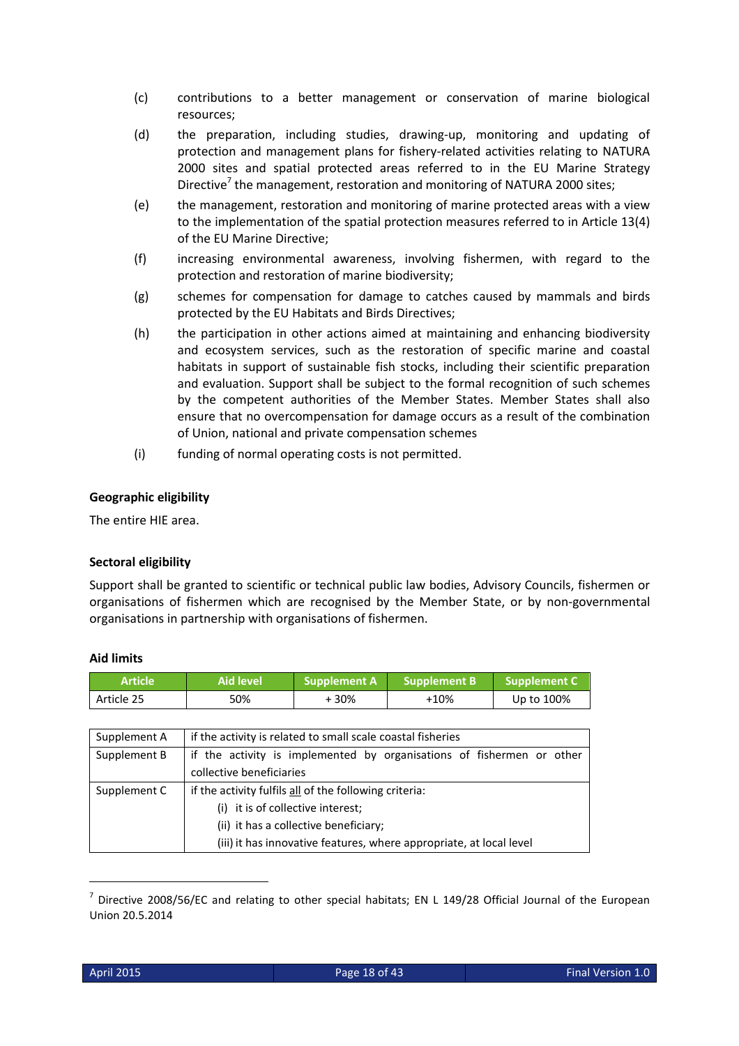(c) contributions to a better management or conservation of marine biological resources;

(d) the preparation, including studies, drawing-up, monitoring and updating of protection and management plans for fishery-related activities relating to NATURA 2000 sites and spatial protected areas referred to in the EU Marine Strategy Directive[7] the management, restoration and monitoring of NATURA 2000 sites;

(e) the management, restoration and monitoring of marine protected areas with a view to the implementation of the spatial protection measures referred to in Article 13(4) of the EU Marine Directive;

(f) increasing environmental awareness, involving fishermen, with regard to the protection and restoration of marine biodiversity;

(g) schemes for compensation for damage to catches caused by mammals and birds protected by the EU Habitats and Birds Directives;

(h) the participation in other actions aimed at maintaining and enhancing biodiversity and ecosystem services, such as the restoration of specific marine and coastal habitats in support of sustainable fish stocks, including their scientific preparation and evaluation. Support shall be subject to the formal recognition of such schemes by the competent authorities of the Member States. Member States shall also ensure that no overcompensation for damage occurs as a result of the combination of Union, national and private compensation schemes

(i) funding of normal operating costs is not permitted.

**Geographic eligibility**

The entire HIE area.

**Sectoral eligibility**

Support shall be granted to scientific or technical public law bodies, Advisory Councils, fishermen or organisations of fishermen which are recognised by the Member State, or by non-governmental organisations in partnership with organisations of fishermen.

**Aid limits**

| Article | Aid level | Supplement A | Supplement B | Supplement C |
|---|---|---|---|---|
| Article 25 | 50% | + 30% | +10% | Up to 100% |

| | |
|---|---|
| Supplement A | if the activity is related to small scale coastal fisheries |
| Supplement B | if the activity is implemented by organisations of fishermen or other collective beneficiaries |
| Supplement C | if the activity fulfils <u>all</u> of the following criteria:<br>(i) it is of collective interest;<br>(ii) it has a collective beneficiary;<br>(iii) it has innovative features, where appropriate, at local level |

[7] Directive 2008/56/EC and relating to other special habitats; EN L 149/28 Official Journal of the European Union 20.5.2014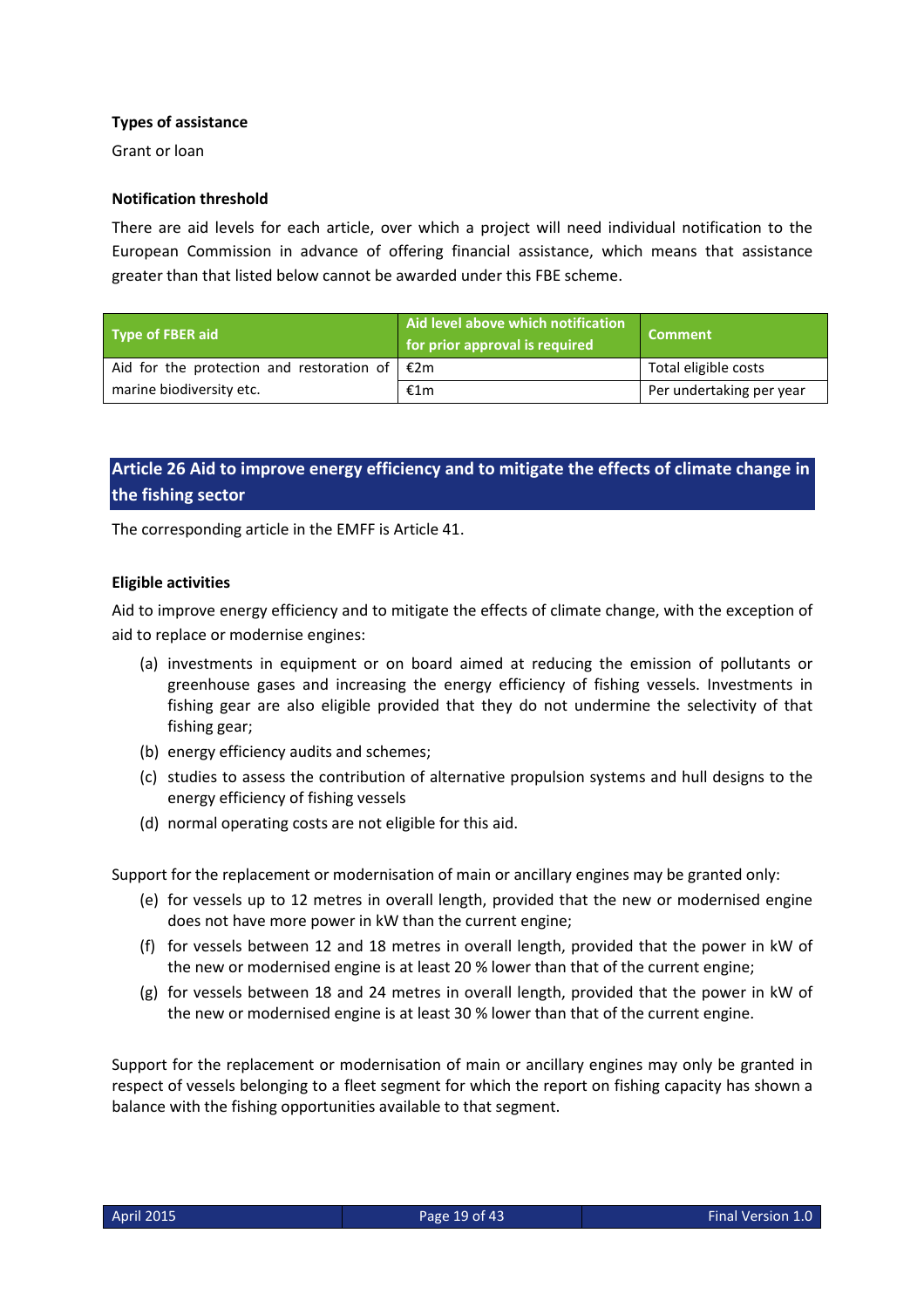**Types of assistance**

Grant or loan

**Notification threshold**

There are aid levels for each article, over which a project will need individual notification to the European Commission in advance of offering financial assistance, which means that assistance greater than that listed below cannot be awarded under this FBE scheme.

| Type of FBER aid | Aid level above which notification for prior approval is required | Comment |
|---|---|---|
| Aid for the protection and restoration of marine biodiversity etc. | €2m | Total eligible costs |
| | €1m | Per undertaking per year |

## Article 26 Aid to improve energy efficiency and to mitigate the effects of climate change in the fishing sector

The corresponding article in the EMFF is Article 41.

**Eligible activities**

Aid to improve energy efficiency and to mitigate the effects of climate change, with the exception of aid to replace or modernise engines:

(a) investments in equipment or on board aimed at reducing the emission of pollutants or greenhouse gases and increasing the energy efficiency of fishing vessels. Investments in fishing gear are also eligible provided that they do not undermine the selectivity of that fishing gear;

(b) energy efficiency audits and schemes;

(c) studies to assess the contribution of alternative propulsion systems and hull designs to the energy efficiency of fishing vessels

(d) normal operating costs are not eligible for this aid.

Support for the replacement or modernisation of main or ancillary engines may be granted only:

(e) for vessels up to 12 metres in overall length, provided that the new or modernised engine does not have more power in kW than the current engine;

(f) for vessels between 12 and 18 metres in overall length, provided that the power in kW of the new or modernised engine is at least 20 % lower than that of the current engine;

(g) for vessels between 18 and 24 metres in overall length, provided that the power in kW of the new or modernised engine is at least 30 % lower than that of the current engine.

Support for the replacement or modernisation of main or ancillary engines may only be granted in respect of vessels belonging to a fleet segment for which the report on fishing capacity has shown a balance with the fishing opportunities available to that segment.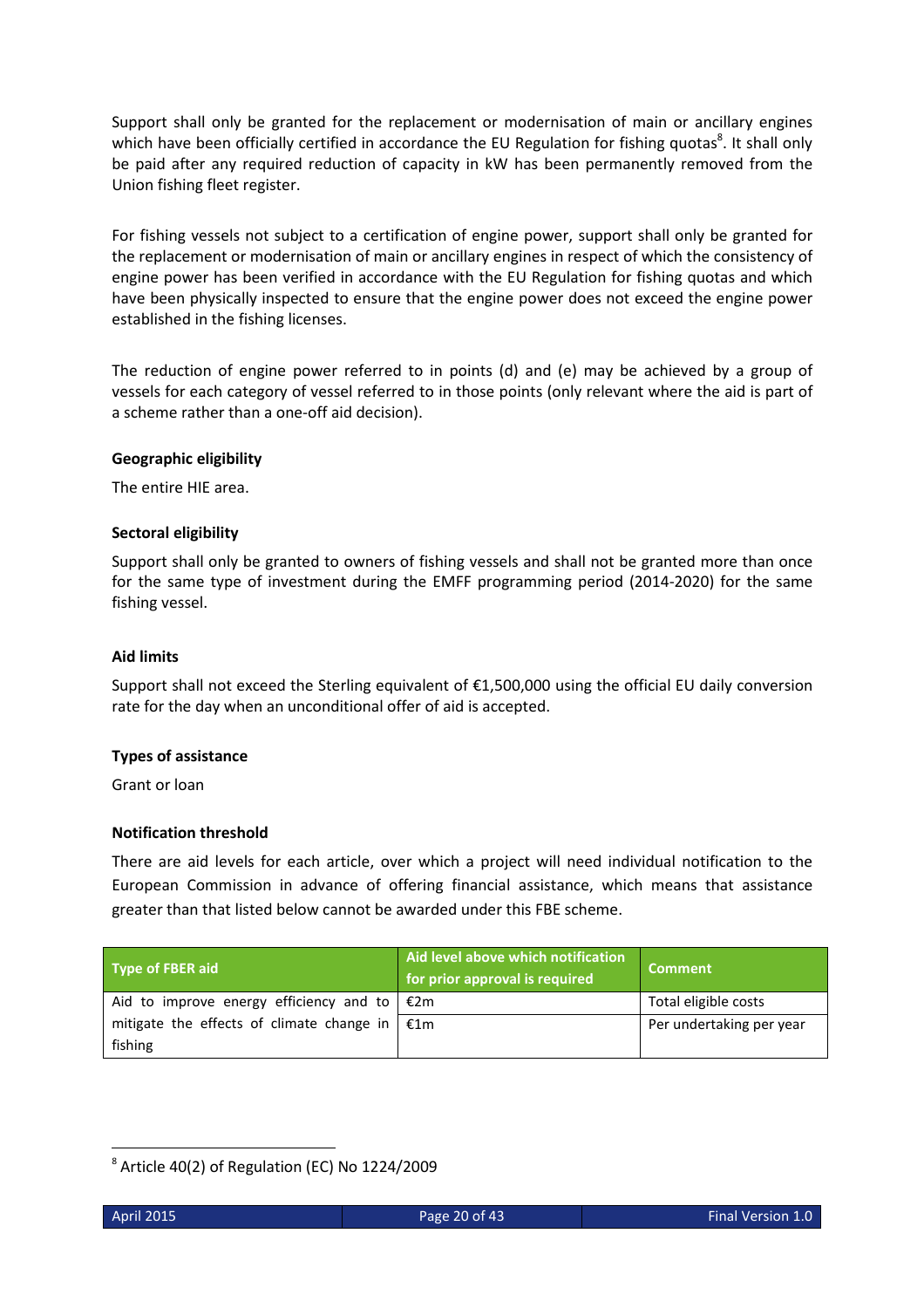Support shall only be granted for the replacement or modernisation of main or ancillary engines which have been officially certified in accordance the EU Regulation for fishing quotas[8]. It shall only be paid after any required reduction of capacity in kW has been permanently removed from the Union fishing fleet register.

For fishing vessels not subject to a certification of engine power, support shall only be granted for the replacement or modernisation of main or ancillary engines in respect of which the consistency of engine power has been verified in accordance with the EU Regulation for fishing quotas and which have been physically inspected to ensure that the engine power does not exceed the engine power established in the fishing licenses.

The reduction of engine power referred to in points (d) and (e) may be achieved by a group of vessels for each category of vessel referred to in those points (only relevant where the aid is part of a scheme rather than a one-off aid decision).

**Geographic eligibility**

The entire HIE area.

**Sectoral eligibility**

Support shall only be granted to owners of fishing vessels and shall not be granted more than once for the same type of investment during the EMFF programming period (2014-2020) for the same fishing vessel.

**Aid limits**

Support shall not exceed the Sterling equivalent of €1,500,000 using the official EU daily conversion rate for the day when an unconditional offer of aid is accepted.

**Types of assistance**

Grant or loan

**Notification threshold**

There are aid levels for each article, over which a project will need individual notification to the European Commission in advance of offering financial assistance, which means that assistance greater than that listed below cannot be awarded under this FBE scheme.

| Type of FBER aid | Aid level above which notification for prior approval is required | Comment |
|---|---|---|
| Aid to improve energy efficiency and to mitigate the effects of climate change in fishing | €2m | Total eligible costs |
| | €1m | Per undertaking per year |

[8] Article 40(2) of Regulation (EC) No 1224/2009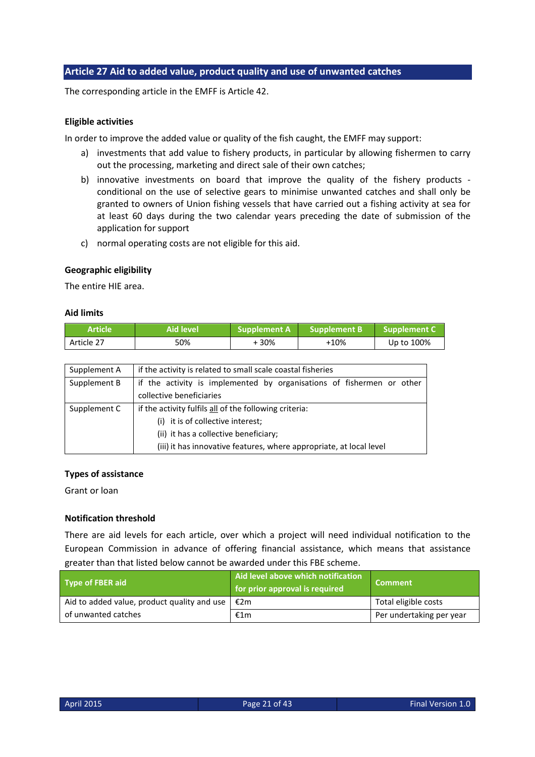## Article 27 Aid to added value, product quality and use of unwanted catches

The corresponding article in the EMFF is Article 42.

### Eligible activities

In order to improve the added value or quality of the fish caught, the EMFF may support:

a) investments that add value to fishery products, in particular by allowing fishermen to carry out the processing, marketing and direct sale of their own catches;
b) innovative investments on board that improve the quality of the fishery products - conditional on the use of selective gears to minimise unwanted catches and shall only be granted to owners of Union fishing vessels that have carried out a fishing activity at sea for at least 60 days during the two calendar years preceding the date of submission of the application for support
c) normal operating costs are not eligible for this aid.

### Geographic eligibility

The entire HIE area.

### Aid limits

| Article | Aid level | Supplement A | Supplement B | Supplement C |
|---|---|---|---|---|
| Article 27 | 50% | + 30% | +10% | Up to 100% |

| | |
|---|---|
| Supplement A | if the activity is related to small scale coastal fisheries |
| Supplement B | if the activity is implemented by organisations of fishermen or other collective beneficiaries |
| Supplement C | if the activity fulfils <u>all</u> of the following criteria:<br>(i) it is of collective interest;<br>(ii) it has a collective beneficiary;<br>(iii) it has innovative features, where appropriate, at local level |

### Types of assistance

Grant or loan

### Notification threshold

There are aid levels for each article, over which a project will need individual notification to the European Commission in advance of offering financial assistance, which means that assistance greater than that listed below cannot be awarded under this FBE scheme.

| Type of FBER aid | Aid level above which notification for prior approval is required | Comment |
|---|---|---|
| Aid to added value, product quality and use of unwanted catches | €2m | Total eligible costs |
| | €1m | Per undertaking per year |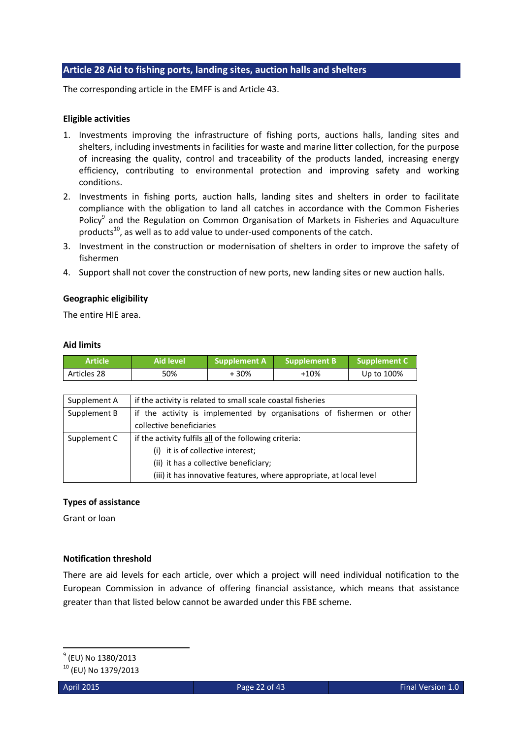## Article 28 Aid to fishing ports, landing sites, auction halls and shelters

The corresponding article in the EMFF is and Article 43.

### Eligible activities

1. Investments improving the infrastructure of fishing ports, auctions halls, landing sites and shelters, including investments in facilities for waste and marine litter collection, for the purpose of increasing the quality, control and traceability of the products landed, increasing energy efficiency, contributing to environmental protection and improving safety and working conditions.
2. Investments in fishing ports, auction halls, landing sites and shelters in order to facilitate compliance with the obligation to land all catches in accordance with the Common Fisheries Policy[9] and the Regulation on Common Organisation of Markets in Fisheries and Aquaculture products[10], as well as to add value to under-used components of the catch.
3. Investment in the construction or modernisation of shelters in order to improve the safety of fishermen
4. Support shall not cover the construction of new ports, new landing sites or new auction halls.

### Geographic eligibility

The entire HIE area.

### Aid limits

| Article | Aid level | Supplement A | Supplement B | Supplement C |
|---|---|---|---|---|
| Articles 28 | 50% | + 30% | +10% | Up to 100% |

| | |
|---|---|
| Supplement A | if the activity is related to small scale coastal fisheries |
| Supplement B | if the activity is implemented by organisations of fishermen or other collective beneficiaries |
| Supplement C | if the activity fulfils all of the following criteria:<br>(i) it is of collective interest;<br>(ii) it has a collective beneficiary;<br>(iii) it has innovative features, where appropriate, at local level |

### Types of assistance

Grant or loan

### Notification threshold

There are aid levels for each article, over which a project will need individual notification to the European Commission in advance of offering financial assistance, which means that assistance greater than that listed below cannot be awarded under this FBE scheme.

[9] (EU) No 1380/2013

[10] (EU) No 1379/2013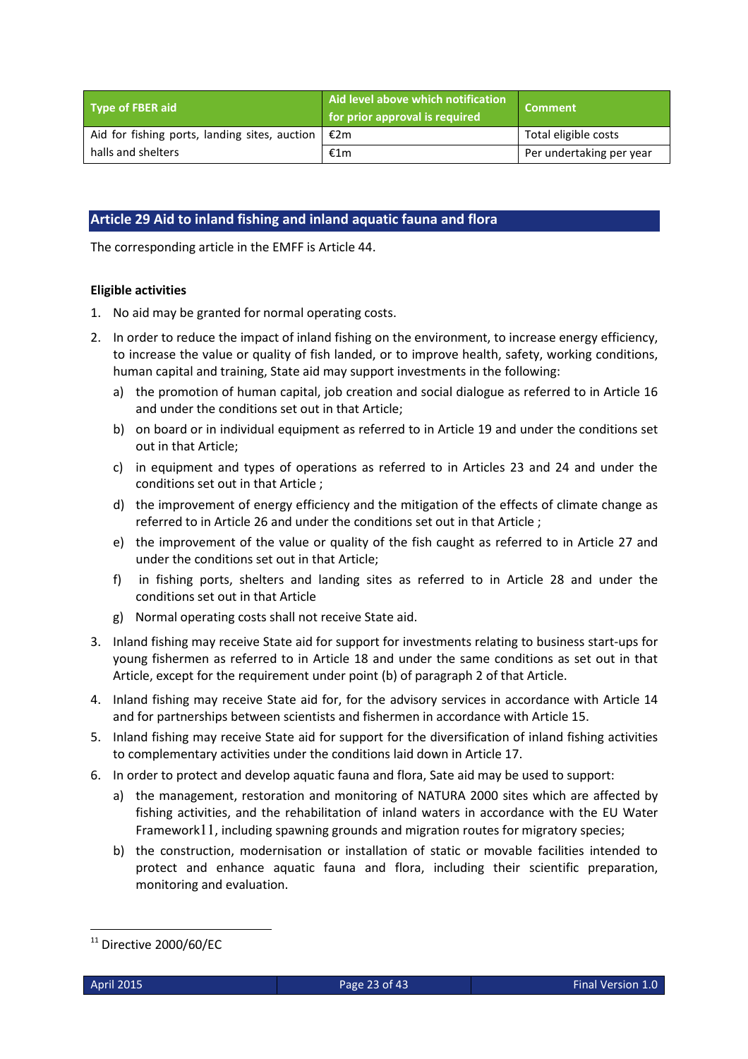| Type of FBER aid | Aid level above which notification for prior approval is required | Comment |
|---|---|---|
| Aid for fishing ports, landing sites, auction halls and shelters | €2m | Total eligible costs |
| | €1m | Per undertaking per year |

## Article 29 Aid to inland fishing and inland aquatic fauna and flora

The corresponding article in the EMFF is Article 44.

**Eligible activities**

1. No aid may be granted for normal operating costs.
2. In order to reduce the impact of inland fishing on the environment, to increase energy efficiency, to increase the value or quality of fish landed, or to improve health, safety, working conditions, human capital and training, State aid may support investments in the following:
   a) the promotion of human capital, job creation and social dialogue as referred to in Article 16 and under the conditions set out in that Article;
   b) on board or in individual equipment as referred to in Article 19 and under the conditions set out in that Article;
   c) in equipment and types of operations as referred to in Articles 23 and 24 and under the conditions set out in that Article ;
   d) the improvement of energy efficiency and the mitigation of the effects of climate change as referred to in Article 26 and under the conditions set out in that Article ;
   e) the improvement of the value or quality of the fish caught as referred to in Article 27 and under the conditions set out in that Article;
   f) in fishing ports, shelters and landing sites as referred to in Article 28 and under the conditions set out in that Article
   g) Normal operating costs shall not receive State aid.
3. Inland fishing may receive State aid for support for investments relating to business start-ups for young fishermen as referred to in Article 18 and under the same conditions as set out in that Article, except for the requirement under point (b) of paragraph 2 of that Article.
4. Inland fishing may receive State aid for, for the advisory services in accordance with Article 14 and for partnerships between scientists and fishermen in accordance with Article 15.
5. Inland fishing may receive State aid for support for the diversification of inland fishing activities to complementary activities under the conditions laid down in Article 17.
6. In order to protect and develop aquatic fauna and flora, Sate aid may be used to support:
   a) the management, restoration and monitoring of NATURA 2000 sites which are affected by fishing activities, and the rehabilitation of inland waters in accordance with the EU Water Framework[11], including spawning grounds and migration routes for migratory species;
   b) the construction, modernisation or installation of static or movable facilities intended to protect and enhance aquatic fauna and flora, including their scientific preparation, monitoring and evaluation.

[11] Directive 2000/60/EC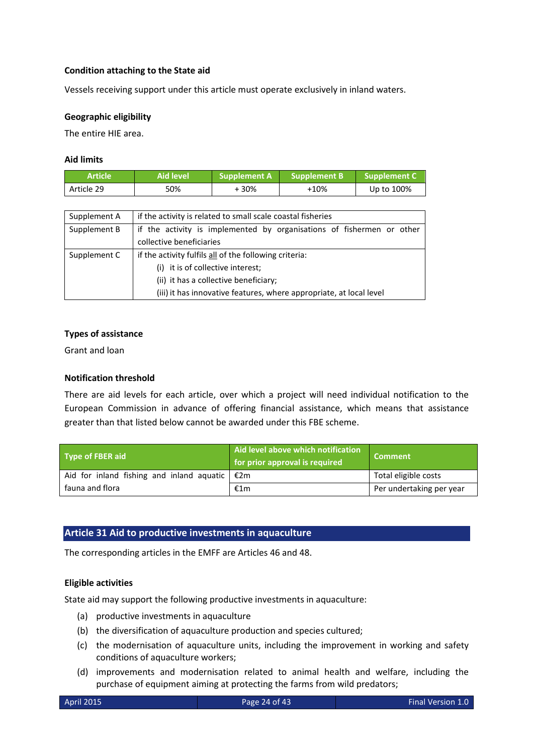**Condition attaching to the State aid**

Vessels receiving support under this article must operate exclusively in inland waters.

**Geographic eligibility**

The entire HIE area.

**Aid limits**

| Article | Aid level | Supplement A | Supplement B | Supplement C |
|---|---|---|---|---|
| Article 29 | 50% | + 30% | +10% | Up to 100% |

| | |
|---|---|
| Supplement A | if the activity is related to small scale coastal fisheries |
| Supplement B | if the activity is implemented by organisations of fishermen or other collective beneficiaries |
| Supplement C | if the activity fulfils all of the following criteria:<br>(i) it is of collective interest;<br>(ii) it has a collective beneficiary;<br>(iii) it has innovative features, where appropriate, at local level |

**Types of assistance**

Grant and loan

**Notification threshold**

There are aid levels for each article, over which a project will need individual notification to the European Commission in advance of offering financial assistance, which means that assistance greater than that listed below cannot be awarded under this FBE scheme.

| Type of FBER aid | Aid level above which notification for prior approval is required | Comment |
|---|---|---|
| Aid for inland fishing and inland aquatic fauna and flora | €2m | Total eligible costs |
| | €1m | Per undertaking per year |

## Article 31 Aid to productive investments in aquaculture

The corresponding articles in the EMFF are Articles 46 and 48.

**Eligible activities**

State aid may support the following productive investments in aquaculture:

(a) productive investments in aquaculture

(b) the diversification of aquaculture production and species cultured;

(c) the modernisation of aquaculture units, including the improvement in working and safety conditions of aquaculture workers;

(d) improvements and modernisation related to animal health and welfare, including the purchase of equipment aiming at protecting the farms from wild predators;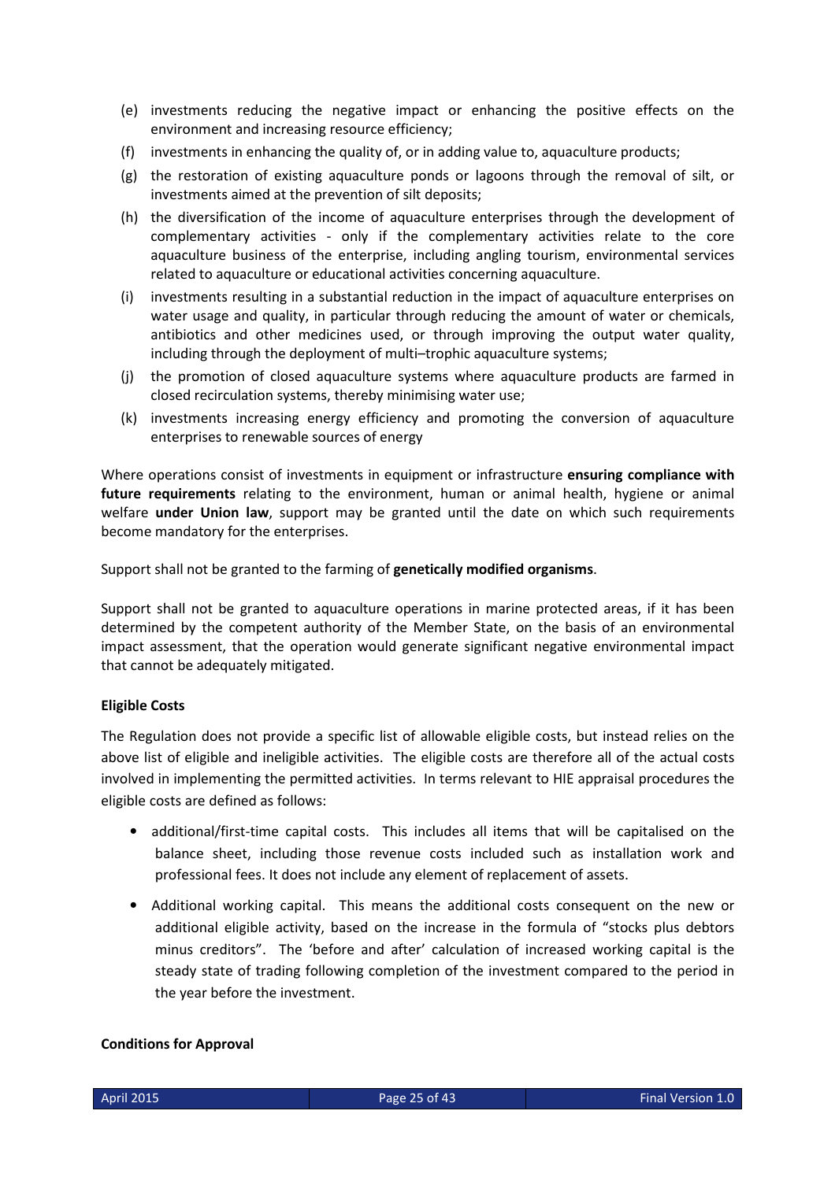(e) investments reducing the negative impact or enhancing the positive effects on the environment and increasing resource efficiency;

(f) investments in enhancing the quality of, or in adding value to, aquaculture products;

(g) the restoration of existing aquaculture ponds or lagoons through the removal of silt, or investments aimed at the prevention of silt deposits;

(h) the diversification of the income of aquaculture enterprises through the development of complementary activities - only if the complementary activities relate to the core aquaculture business of the enterprise, including angling tourism, environmental services related to aquaculture or educational activities concerning aquaculture.

(i) investments resulting in a substantial reduction in the impact of aquaculture enterprises on water usage and quality, in particular through reducing the amount of water or chemicals, antibiotics and other medicines used, or through improving the output water quality, including through the deployment of multi–trophic aquaculture systems;

(j) the promotion of closed aquaculture systems where aquaculture products are farmed in closed recirculation systems, thereby minimising water use;

(k) investments increasing energy efficiency and promoting the conversion of aquaculture enterprises to renewable sources of energy

Where operations consist of investments in equipment or infrastructure **ensuring compliance with future requirements** relating to the environment, human or animal health, hygiene or animal welfare **under Union law**, support may be granted until the date on which such requirements become mandatory for the enterprises.

Support shall not be granted to the farming of **genetically modified organisms**.

Support shall not be granted to aquaculture operations in marine protected areas, if it has been determined by the competent authority of the Member State, on the basis of an environmental impact assessment, that the operation would generate significant negative environmental impact that cannot be adequately mitigated.

**Eligible Costs**

The Regulation does not provide a specific list of allowable eligible costs, but instead relies on the above list of eligible and ineligible activities. The eligible costs are therefore all of the actual costs involved in implementing the permitted activities. In terms relevant to HIE appraisal procedures the eligible costs are defined as follows:

- additional/first-time capital costs. This includes all items that will be capitalised on the balance sheet, including those revenue costs included such as installation work and professional fees. It does not include any element of replacement of assets.

- Additional working capital. This means the additional costs consequent on the new or additional eligible activity, based on the increase in the formula of "stocks plus debtors minus creditors". The 'before and after' calculation of increased working capital is the steady state of trading following completion of the investment compared to the period in the year before the investment.

**Conditions for Approval**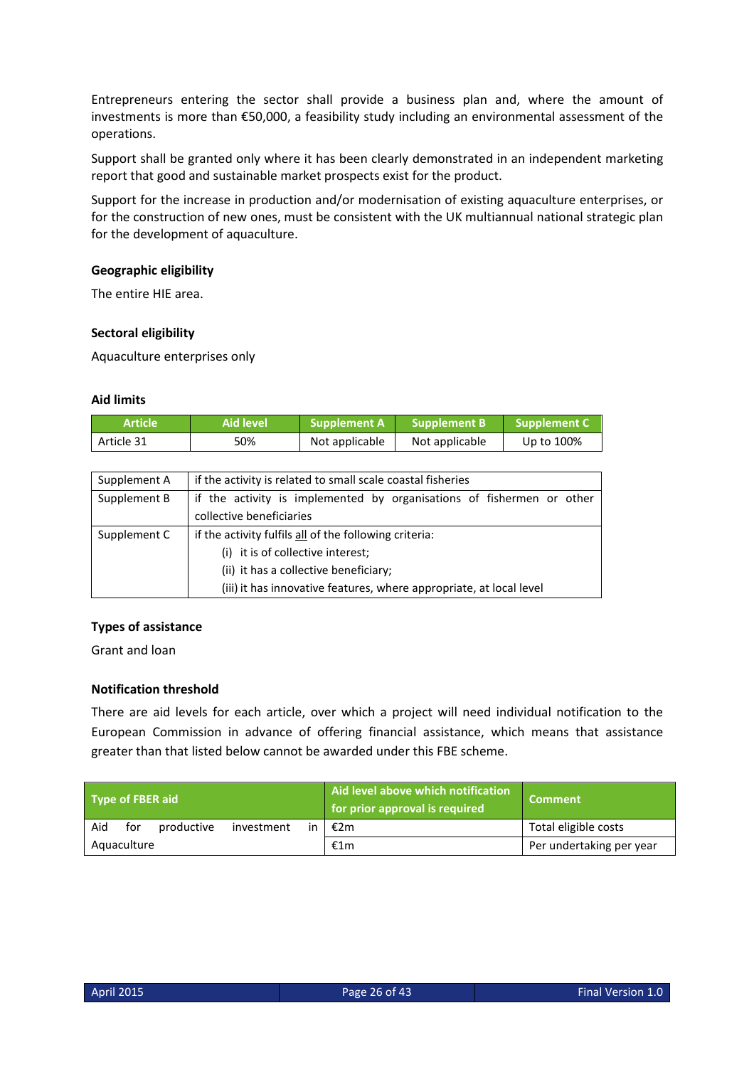Entrepreneurs entering the sector shall provide a business plan and, where the amount of investments is more than €50,000, a feasibility study including an environmental assessment of the operations.

Support shall be granted only where it has been clearly demonstrated in an independent marketing report that good and sustainable market prospects exist for the product.

Support for the increase in production and/or modernisation of existing aquaculture enterprises, or for the construction of new ones, must be consistent with the UK multiannual national strategic plan for the development of aquaculture.

### Geographic eligibility

The entire HIE area.

### Sectoral eligibility

Aquaculture enterprises only

### Aid limits

| Article | Aid level | Supplement A | Supplement B | Supplement C |
|---|---|---|---|---|
| Article 31 | 50% | Not applicable | Not applicable | Up to 100% |

| | |
|---|---|
| Supplement A | if the activity is related to small scale coastal fisheries |
| Supplement B | if the activity is implemented by organisations of fishermen or other collective beneficiaries |
| Supplement C | if the activity fulfils all of the following criteria:<br>(i) it is of collective interest;<br>(ii) it has a collective beneficiary;<br>(iii) it has innovative features, where appropriate, at local level |

### Types of assistance

Grant and loan

### Notification threshold

There are aid levels for each article, over which a project will need individual notification to the European Commission in advance of offering financial assistance, which means that assistance greater than that listed below cannot be awarded under this FBE scheme.

| Type of FBER aid | Aid level above which notification for prior approval is required | Comment |
|---|---|---|
| Aid for productive investment in Aquaculture | €2m | Total eligible costs |
| | €1m | Per undertaking per year |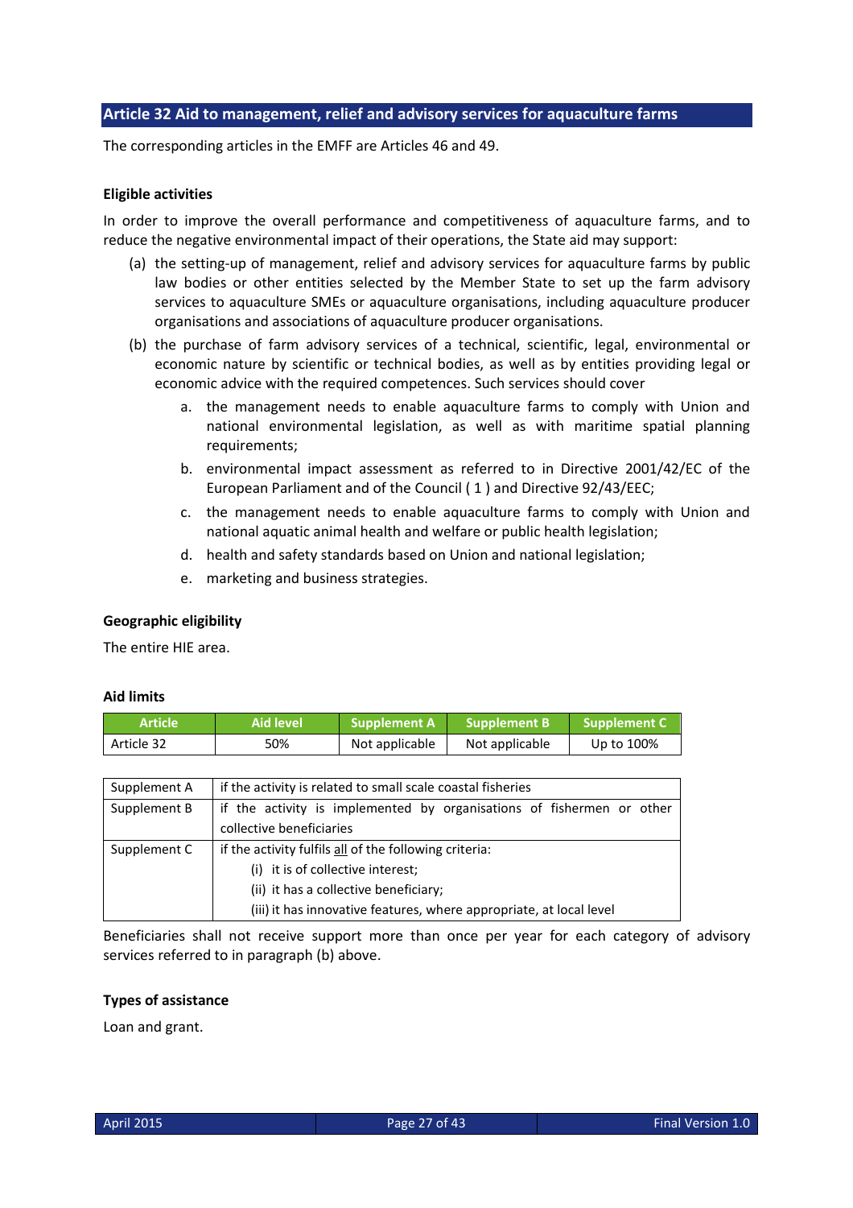## Article 32 Aid to management, relief and advisory services for aquaculture farms

The corresponding articles in the EMFF are Articles 46 and 49.

**Eligible activities**

In order to improve the overall performance and competitiveness of aquaculture farms, and to reduce the negative environmental impact of their operations, the State aid may support:

(a) the setting-up of management, relief and advisory services for aquaculture farms by public law bodies or other entities selected by the Member State to set up the farm advisory services to aquaculture SMEs or aquaculture organisations, including aquaculture producer organisations and associations of aquaculture producer organisations.

(b) the purchase of farm advisory services of a technical, scientific, legal, environmental or economic nature by scientific or technical bodies, as well as by entities providing legal or economic advice with the required competences. Such services should cover

   a. the management needs to enable aquaculture farms to comply with Union and national environmental legislation, as well as with maritime spatial planning requirements;
   
   b. environmental impact assessment as referred to in Directive 2001/42/EC of the European Parliament and of the Council ( 1 ) and Directive 92/43/EEC;
   
   c. the management needs to enable aquaculture farms to comply with Union and national aquatic animal health and welfare or public health legislation;
   
   d. health and safety standards based on Union and national legislation;
   
   e. marketing and business strategies.

**Geographic eligibility**

The entire HIE area.

**Aid limits**

| Article | Aid level | Supplement A | Supplement B | Supplement C |
|---|---|---|---|---|
| Article 32 | 50% | Not applicable | Not applicable | Up to 100% |

| | |
|---|---|
| Supplement A | if the activity is related to small scale coastal fisheries |
| Supplement B | if the activity is implemented by organisations of fishermen or other collective beneficiaries |
| Supplement C | if the activity fulfils <u>all</u> of the following criteria:<br>(i) it is of collective interest;<br>(ii) it has a collective beneficiary;<br>(iii) it has innovative features, where appropriate, at local level |

Beneficiaries shall not receive support more than once per year for each category of advisory services referred to in paragraph (b) above.

**Types of assistance**

Loan and grant.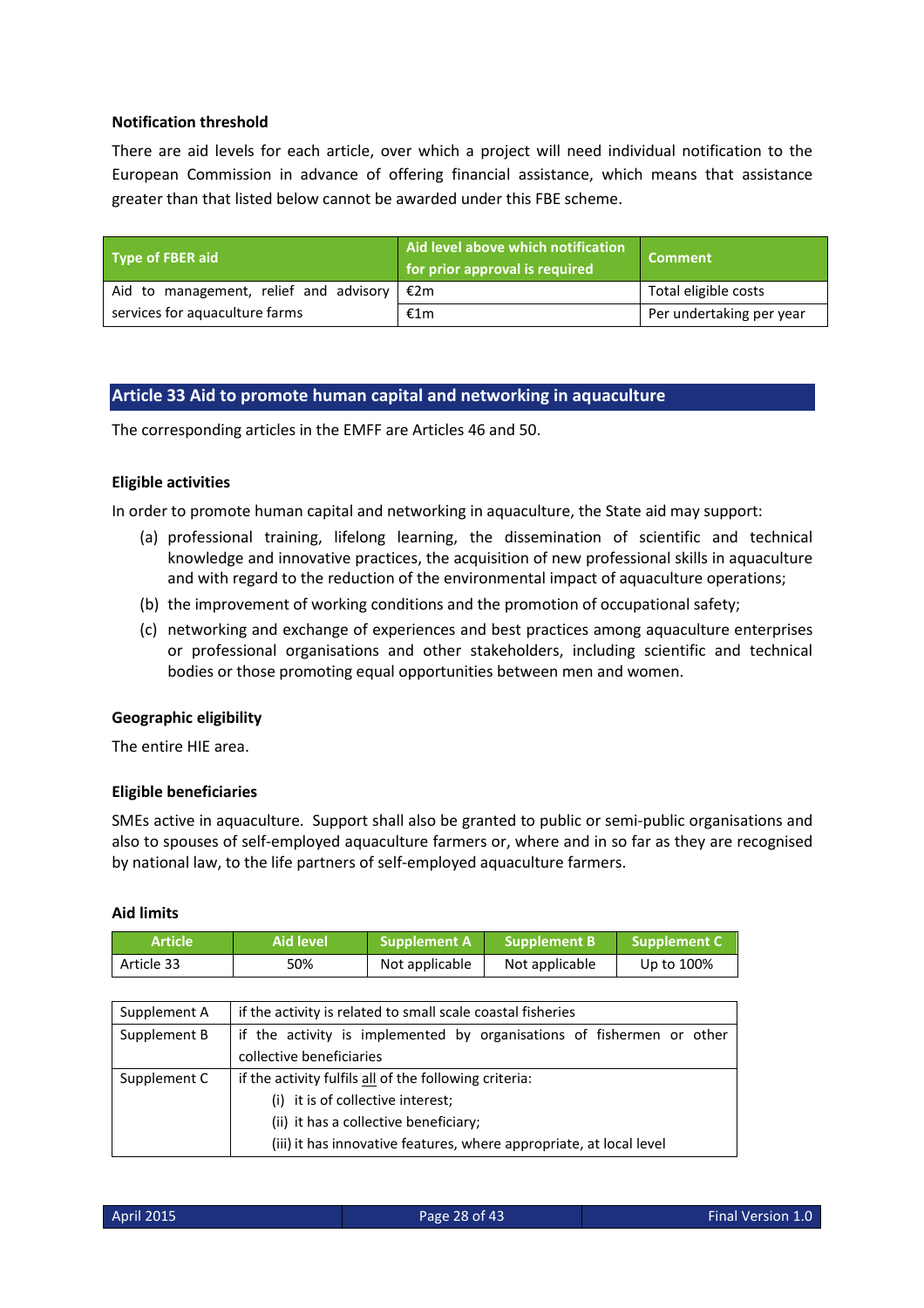**Notification threshold**

There are aid levels for each article, over which a project will need individual notification to the European Commission in advance of offering financial assistance, which means that assistance greater than that listed below cannot be awarded under this FBE scheme.

| Type of FBER aid | Aid level above which notification for prior approval is required | Comment |
|---|---|---|
| Aid to management, relief and advisory services for aquaculture farms | €2m | Total eligible costs |
| | €1m | Per undertaking per year |

## Article 33 Aid to promote human capital and networking in aquaculture

The corresponding articles in the EMFF are Articles 46 and 50.

**Eligible activities**

In order to promote human capital and networking in aquaculture, the State aid may support:

(a) professional training, lifelong learning, the dissemination of scientific and technical knowledge and innovative practices, the acquisition of new professional skills in aquaculture and with regard to the reduction of the environmental impact of aquaculture operations;

(b) the improvement of working conditions and the promotion of occupational safety;

(c) networking and exchange of experiences and best practices among aquaculture enterprises or professional organisations and other stakeholders, including scientific and technical bodies or those promoting equal opportunities between men and women.

**Geographic eligibility**

The entire HIE area.

**Eligible beneficiaries**

SMEs active in aquaculture. Support shall also be granted to public or semi-public organisations and also to spouses of self-employed aquaculture farmers or, where and in so far as they are recognised by national law, to the life partners of self-employed aquaculture farmers.

**Aid limits**

| Article | Aid level | Supplement A | Supplement B | Supplement C |
|---|---|---|---|---|
| Article 33 | 50% | Not applicable | Not applicable | Up to 100% |

| | |
|---|---|
| Supplement A | if the activity is related to small scale coastal fisheries |
| Supplement B | if the activity is implemented by organisations of fishermen or other collective beneficiaries |
| Supplement C | if the activity fulfils all of the following criteria:<br>(i) it is of collective interest;<br>(ii) it has a collective beneficiary;<br>(iii) it has innovative features, where appropriate, at local level |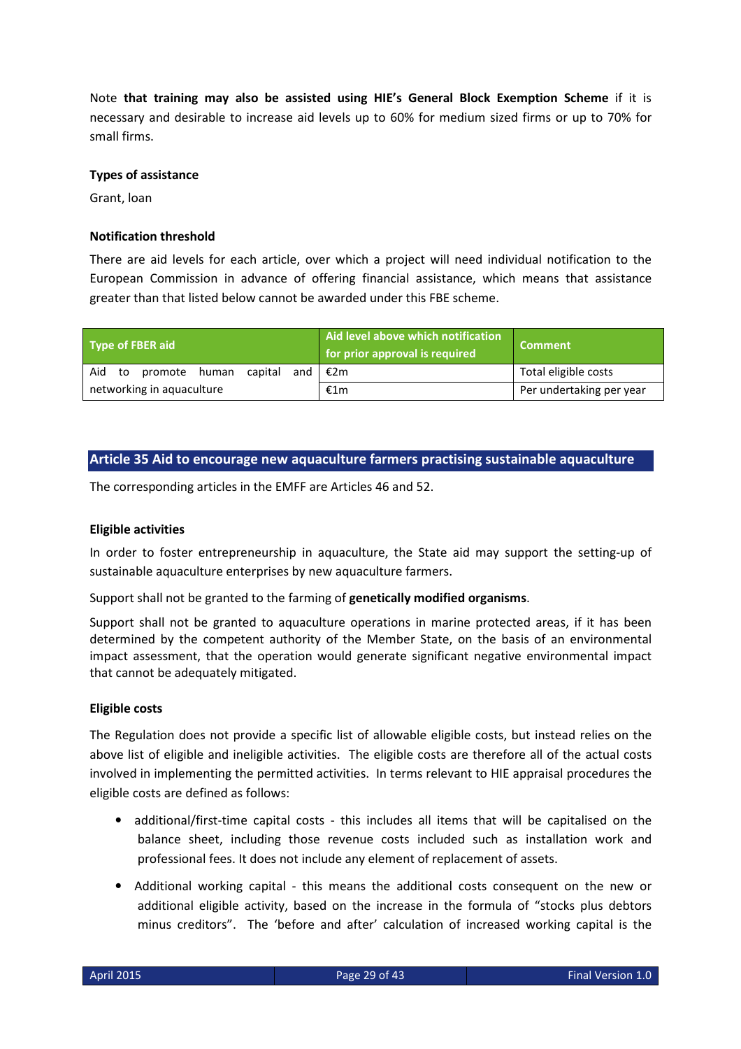Note **that training may also be assisted using HIE's General Block Exemption Scheme** if it is necessary and desirable to increase aid levels up to 60% for medium sized firms or up to 70% for small firms.

**Types of assistance**

Grant, loan

**Notification threshold**

There are aid levels for each article, over which a project will need individual notification to the European Commission in advance of offering financial assistance, which means that assistance greater than that listed below cannot be awarded under this FBE scheme.

| Type of FBER aid | Aid level above which notification for prior approval is required | Comment |
|---|---|---|
| Aid to promote human capital and networking in aquaculture | €2m | Total eligible costs |
| | €1m | Per undertaking per year |

## Article 35 Aid to encourage new aquaculture farmers practising sustainable aquaculture

The corresponding articles in the EMFF are Articles 46 and 52.

**Eligible activities**

In order to foster entrepreneurship in aquaculture, the State aid may support the setting-up of sustainable aquaculture enterprises by new aquaculture farmers.

Support shall not be granted to the farming of **genetically modified organisms**.

Support shall not be granted to aquaculture operations in marine protected areas, if it has been determined by the competent authority of the Member State, on the basis of an environmental impact assessment, that the operation would generate significant negative environmental impact that cannot be adequately mitigated.

**Eligible costs**

The Regulation does not provide a specific list of allowable eligible costs, but instead relies on the above list of eligible and ineligible activities. The eligible costs are therefore all of the actual costs involved in implementing the permitted activities. In terms relevant to HIE appraisal procedures the eligible costs are defined as follows:

- additional/first-time capital costs - this includes all items that will be capitalised on the balance sheet, including those revenue costs included such as installation work and professional fees. It does not include any element of replacement of assets.
- Additional working capital - this means the additional costs consequent on the new or additional eligible activity, based on the increase in the formula of "stocks plus debtors minus creditors". The 'before and after' calculation of increased working capital is the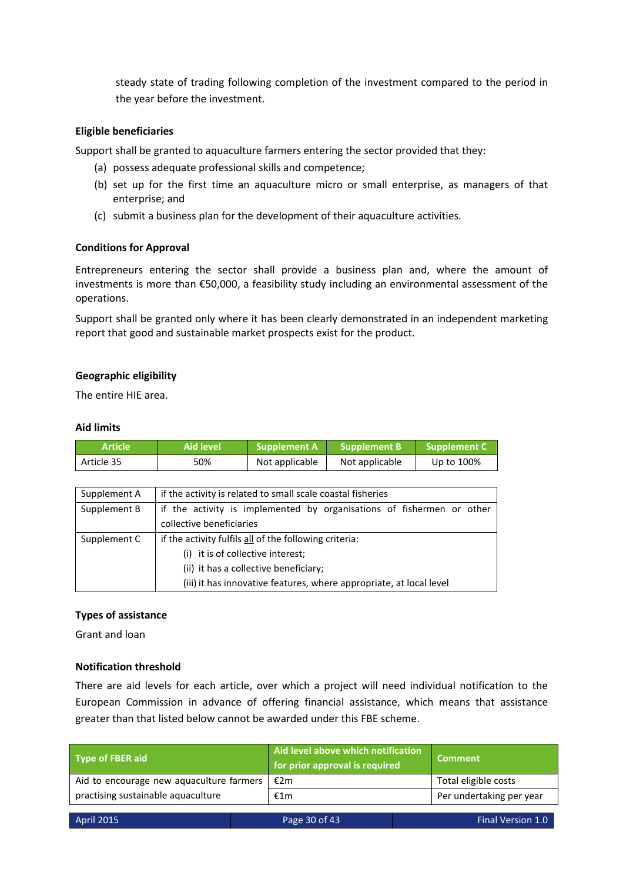steady state of trading following completion of the investment compared to the period in the year before the investment.

**Eligible beneficiaries**

Support shall be granted to aquaculture farmers entering the sector provided that they:

(a) possess adequate professional skills and competence;
(b) set up for the first time an aquaculture micro or small enterprise, as managers of that enterprise; and
(c) submit a business plan for the development of their aquaculture activities.

**Conditions for Approval**

Entrepreneurs entering the sector shall provide a business plan and, where the amount of investments is more than €50,000, a feasibility study including an environmental assessment of the operations.

Support shall be granted only where it has been clearly demonstrated in an independent marketing report that good and sustainable market prospects exist for the product.

**Geographic eligibility**

The entire HIE area.

**Aid limits**

| Article | Aid level | Supplement A | Supplement B | Supplement C |
|---|---|---|---|---|
| Article 35 | 50% | Not applicable | Not applicable | Up to 100% |

| | |
|---|---|
| Supplement A | if the activity is related to small scale coastal fisheries |
| Supplement B | if the activity is implemented by organisations of fishermen or other collective beneficiaries |
| Supplement C | if the activity fulfils all of the following criteria: (i) it is of collective interest; (ii) it has a collective beneficiary; (iii) it has innovative features, where appropriate, at local level |

**Types of assistance**

Grant and loan

**Notification threshold**

There are aid levels for each article, over which a project will need individual notification to the European Commission in advance of offering financial assistance, which means that assistance greater than that listed below cannot be awarded under this FBE scheme.

| Type of FBER aid | Aid level above which notification for prior approval is required | Comment |
|---|---|---|
| Aid to encourage new aquaculture farmers practising sustainable aquaculture | €2m | Total eligible costs |
| | €1m | Per undertaking per year |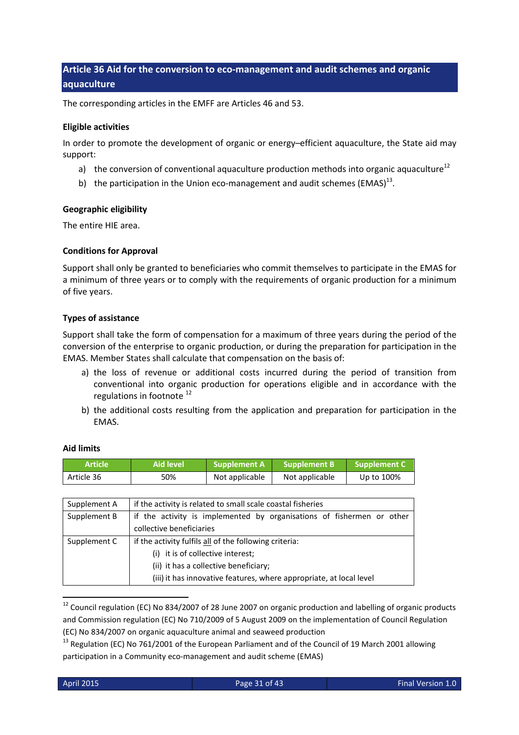## Article 36 Aid for the conversion to eco-management and audit schemes and organic aquaculture

The corresponding articles in the EMFF are Articles 46 and 53.

### Eligible activities

In order to promote the development of organic or energy–efficient aquaculture, the State aid may support:

a) the conversion of conventional aquaculture production methods into organic aquaculture[12]
b) the participation in the Union eco-management and audit schemes (EMAS)[13].

### Geographic eligibility

The entire HIE area.

### Conditions for Approval

Support shall only be granted to beneficiaries who commit themselves to participate in the EMAS for a minimum of three years or to comply with the requirements of organic production for a minimum of five years.

### Types of assistance

Support shall take the form of compensation for a maximum of three years during the period of the conversion of the enterprise to organic production, or during the preparation for participation in the EMAS. Member States shall calculate that compensation on the basis of:

a) the loss of revenue or additional costs incurred during the period of transition from conventional into organic production for operations eligible and in accordance with the regulations in footnote [12]
b) the additional costs resulting from the application and preparation for participation in the EMAS.

### Aid limits

| Article | Aid level | Supplement A | Supplement B | Supplement C |
|---|---|---|---|---|
| Article 36 | 50% | Not applicable | Not applicable | Up to 100% |

| | |
|---|---|
| Supplement A | if the activity is related to small scale coastal fisheries |
| Supplement B | if the activity is implemented by organisations of fishermen or other collective beneficiaries |
| Supplement C | if the activity fulfils all of the following criteria:<br>(i) it is of collective interest;<br>(ii) it has a collective beneficiary;<br>(iii) it has innovative features, where appropriate, at local level |

[12] Council regulation (EC) No 834/2007 of 28 June 2007 on organic production and labelling of organic products and Commission regulation (EC) No 710/2009 of 5 August 2009 on the implementation of Council Regulation (EC) No 834/2007 on organic aquaculture animal and seaweed production

[13] Regulation (EC) No 761/2001 of the European Parliament and of the Council of 19 March 2001 allowing participation in a Community eco-management and audit scheme (EMAS)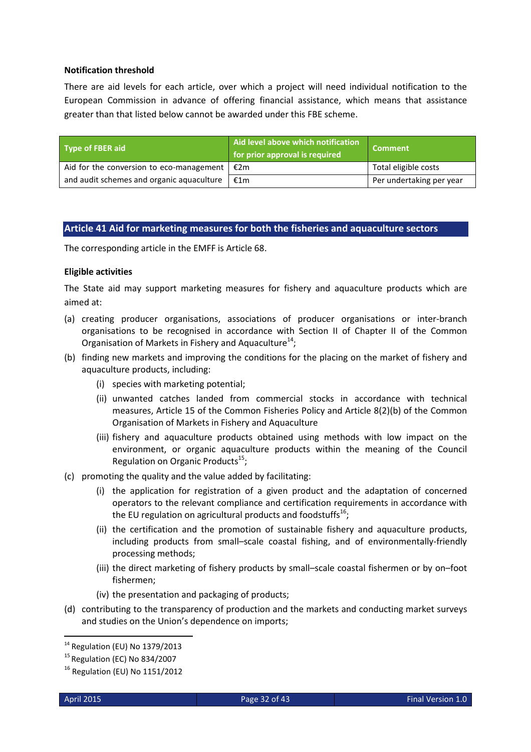**Notification threshold**

There are aid levels for each article, over which a project will need individual notification to the European Commission in advance of offering financial assistance, which means that assistance greater than that listed below cannot be awarded under this FBE scheme.

| Type of FBER aid | Aid level above which notification for prior approval is required | Comment |
|---|---|---|
| Aid for the conversion to eco-management and audit schemes and organic aquaculture | €2m | Total eligible costs |
| | €1m | Per undertaking per year |

## Article 41 Aid for marketing measures for both the fisheries and aquaculture sectors

The corresponding article in the EMFF is Article 68.

**Eligible activities**

The State aid may support marketing measures for fishery and aquaculture products which are aimed at:

(a) creating producer organisations, associations of producer organisations or inter-branch organisations to be recognised in accordance with Section II of Chapter II of the Common Organisation of Markets in Fishery and Aquaculture[14];

(b) finding new markets and improving the conditions for the placing on the market of fishery and aquaculture products, including:

   (i) species with marketing potential;

   (ii) unwanted catches landed from commercial stocks in accordance with technical measures, Article 15 of the Common Fisheries Policy and Article 8(2)(b) of the Common Organisation of Markets in Fishery and Aquaculture

   (iii) fishery and aquaculture products obtained using methods with low impact on the environment, or organic aquaculture products within the meaning of the Council Regulation on Organic Products[15];

(c) promoting the quality and the value added by facilitating:

   (i) the application for registration of a given product and the adaptation of concerned operators to the relevant compliance and certification requirements in accordance with the EU regulation on agricultural products and foodstuffs[16];

   (ii) the certification and the promotion of sustainable fishery and aquaculture products, including products from small–scale coastal fishing, and of environmentally-friendly processing methods;

   (iii) the direct marketing of fishery products by small–scale coastal fishermen or by on–foot fishermen;

   (iv) the presentation and packaging of products;

(d) contributing to the transparency of production and the markets and conducting market surveys and studies on the Union's dependence on imports;

[14] Regulation (EU) No 1379/2013

[15] Regulation (EC) No 834/2007

[16] Regulation (EU) No 1151/2012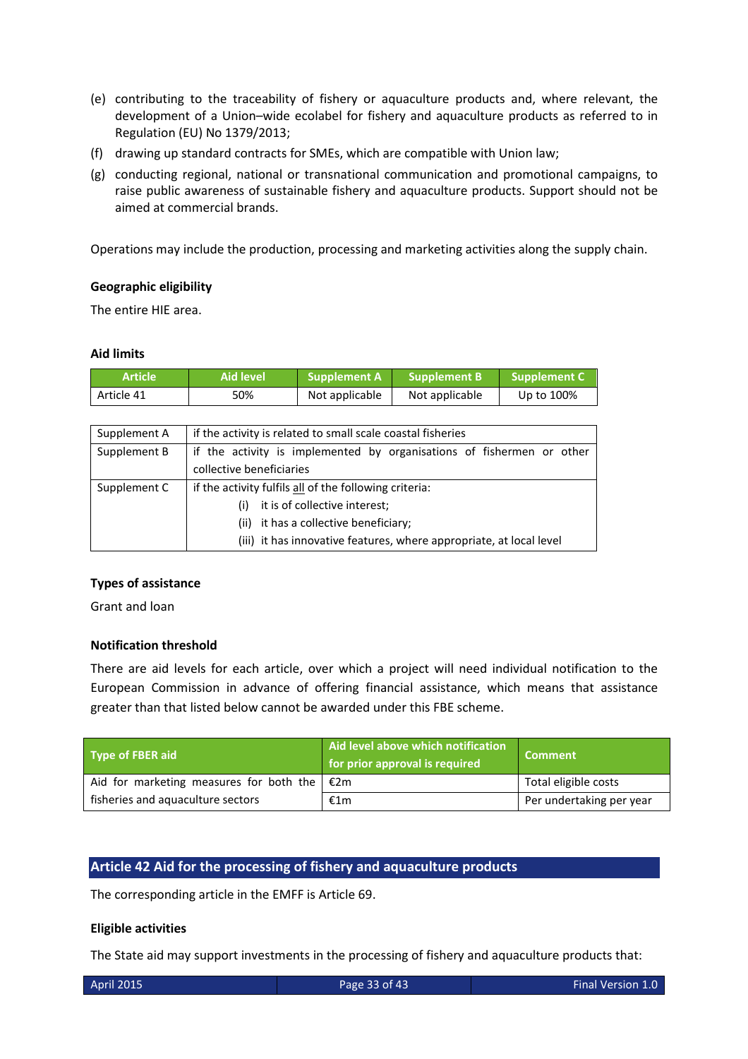(e) contributing to the traceability of fishery or aquaculture products and, where relevant, the development of a Union–wide ecolabel for fishery and aquaculture products as referred to in Regulation (EU) No 1379/2013;

(f) drawing up standard contracts for SMEs, which are compatible with Union law;

(g) conducting regional, national or transnational communication and promotional campaigns, to raise public awareness of sustainable fishery and aquaculture products. Support should not be aimed at commercial brands.

Operations may include the production, processing and marketing activities along the supply chain.

**Geographic eligibility**

The entire HIE area.

**Aid limits**

| Article | Aid level | Supplement A | Supplement B | Supplement C |
|---|---|---|---|---|
| Article 41 | 50% | Not applicable | Not applicable | Up to 100% |

| | |
|---|---|
| Supplement A | if the activity is related to small scale coastal fisheries |
| Supplement B | if the activity is implemented by organisations of fishermen or other collective beneficiaries |
| Supplement C | if the activity fulfils all of the following criteria:<br>(i) it is of collective interest;<br>(ii) it has a collective beneficiary;<br>(iii) it has innovative features, where appropriate, at local level |

**Types of assistance**

Grant and loan

**Notification threshold**

There are aid levels for each article, over which a project will need individual notification to the European Commission in advance of offering financial assistance, which means that assistance greater than that listed below cannot be awarded under this FBE scheme.

| Type of FBER aid | Aid level above which notification for prior approval is required | Comment |
|---|---|---|
| Aid for marketing measures for both the fisheries and aquaculture sectors | €2m | Total eligible costs |
| | €1m | Per undertaking per year |

## Article 42 Aid for the processing of fishery and aquaculture products

The corresponding article in the EMFF is Article 69.

**Eligible activities**

The State aid may support investments in the processing of fishery and aquaculture products that: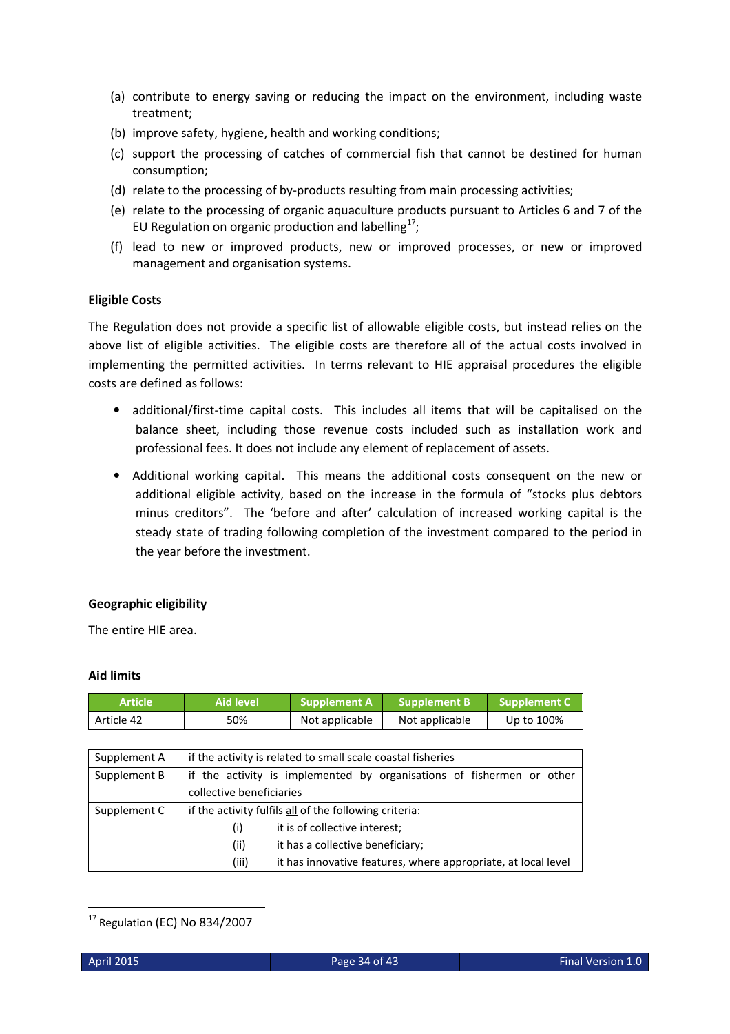(a) contribute to energy saving or reducing the impact on the environment, including waste treatment;

(b) improve safety, hygiene, health and working conditions;

(c) support the processing of catches of commercial fish that cannot be destined for human consumption;

(d) relate to the processing of by-products resulting from main processing activities;

(e) relate to the processing of organic aquaculture products pursuant to Articles 6 and 7 of the EU Regulation on organic production and labelling[17];

(f) lead to new or improved products, new or improved processes, or new or improved management and organisation systems.

**Eligible Costs**

The Regulation does not provide a specific list of allowable eligible costs, but instead relies on the above list of eligible activities. The eligible costs are therefore all of the actual costs involved in implementing the permitted activities. In terms relevant to HIE appraisal procedures the eligible costs are defined as follows:

- additional/first-time capital costs. This includes all items that will be capitalised on the balance sheet, including those revenue costs included such as installation work and professional fees. It does not include any element of replacement of assets.

- Additional working capital. This means the additional costs consequent on the new or additional eligible activity, based on the increase in the formula of "stocks plus debtors minus creditors". The 'before and after' calculation of increased working capital is the steady state of trading following completion of the investment compared to the period in the year before the investment.

**Geographic eligibility**

The entire HIE area.

**Aid limits**

| Article | Aid level | Supplement A | Supplement B | Supplement C |
|---|---|---|---|---|
| Article 42 | 50% | Not applicable | Not applicable | Up to 100% |

| | |
|---|---|
| Supplement A | if the activity is related to small scale coastal fisheries |
| Supplement B | if the activity is implemented by organisations of fishermen or other collective beneficiaries |
| Supplement C | if the activity fulfils <u>all</u> of the following criteria:<br>(i) it is of collective interest;<br>(ii) it has a collective beneficiary;<br>(iii) it has innovative features, where appropriate, at local level |

[17] Regulation (EC) No 834/2007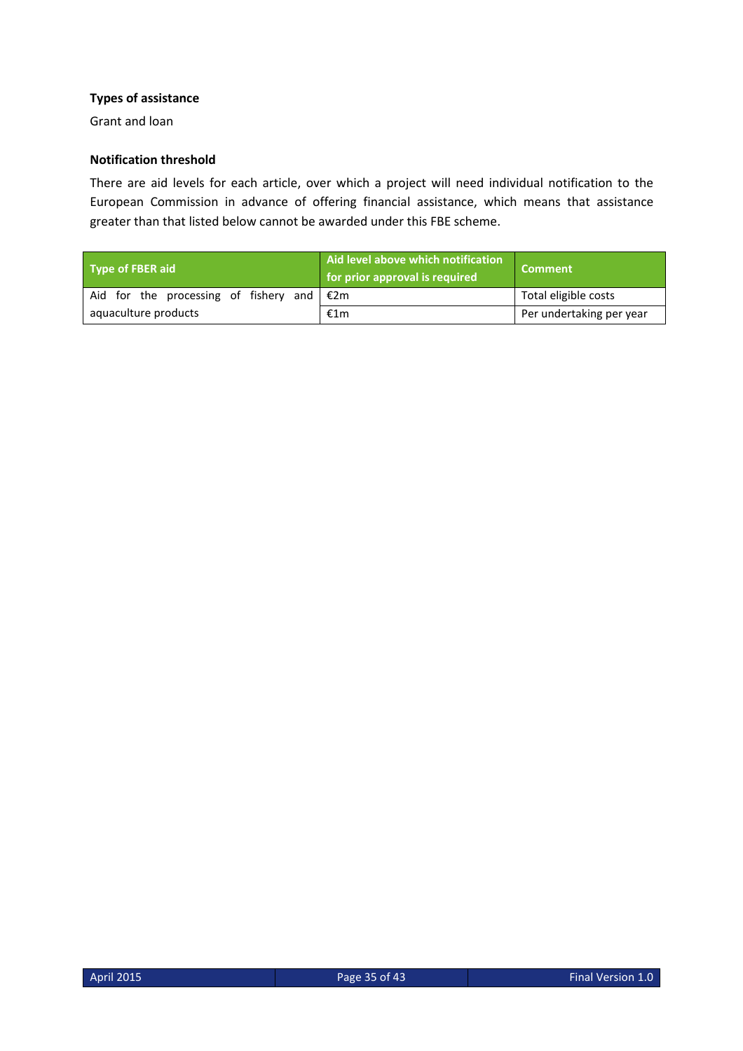**Types of assistance**

Grant and loan

**Notification threshold**

There are aid levels for each article, over which a project will need individual notification to the European Commission in advance of offering financial assistance, which means that assistance greater than that listed below cannot be awarded under this FBE scheme.

| Type of FBER aid | Aid level above which notification for prior approval is required | Comment |
|---|---|---|
| Aid for the processing of fishery and aquaculture products | €2m | Total eligible costs |
| | €1m | Per undertaking per year |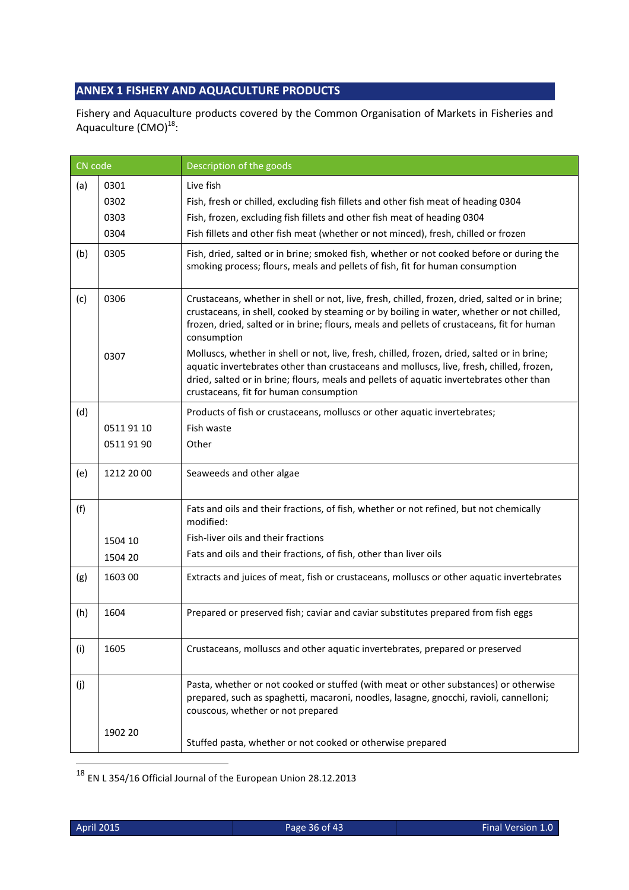## ANNEX 1 FISHERY AND AQUACULTURE PRODUCTS

Fishery and Aquaculture products covered by the Common Organisation of Markets in Fisheries and Aquaculture (CMO)[18]:

| | CN code | Description of the goods |
|---|---|---|
| (a) | 0301 | Live fish |
| | 0302 | Fish, fresh or chilled, excluding fish fillets and other fish meat of heading 0304 |
| | 0303 | Fish, frozen, excluding fish fillets and other fish meat of heading 0304 |
| | 0304 | Fish fillets and other fish meat (whether or not minced), fresh, chilled or frozen |
| (b) | 0305 | Fish, dried, salted or in brine; smoked fish, whether or not cooked before or during the smoking process; flours, meals and pellets of fish, fit for human consumption |
| (c) | 0306 | Crustaceans, whether in shell or not, live, fresh, chilled, frozen, dried, salted or in brine; crustaceans, in shell, cooked by steaming or by boiling in water, whether or not chilled, frozen, dried, salted or in brine; flours, meals and pellets of crustaceans, fit for human consumption |
| | 0307 | Molluscs, whether in shell or not, live, fresh, chilled, frozen, dried, salted or in brine; aquatic invertebrates other than crustaceans and molluscs, live, fresh, chilled, frozen, dried, salted or in brine; flours, meals and pellets of aquatic invertebrates other than crustaceans, fit for human consumption |
| (d) | | Products of fish or crustaceans, molluscs or other aquatic invertebrates; |
| | 0511 91 10 | Fish waste |
| | 0511 91 90 | Other |
| (e) | 1212 20 00 | Seaweeds and other algae |
| (f) | | Fats and oils and their fractions, of fish, whether or not refined, but not chemically modified: |
| | 1504 10 | Fish-liver oils and their fractions |
| | 1504 20 | Fats and oils and their fractions, of fish, other than liver oils |
| (g) | 1603 00 | Extracts and juices of meat, fish or crustaceans, molluscs or other aquatic invertebrates |
| (h) | 1604 | Prepared or preserved fish; caviar and caviar substitutes prepared from fish eggs |
| (i) | 1605 | Crustaceans, molluscs and other aquatic invertebrates, prepared or preserved |
| (j) | | Pasta, whether or not cooked or stuffed (with meat or other substances) or otherwise prepared, such as spaghetti, macaroni, noodles, lasagne, gnocchi, ravioli, cannelloni; couscous, whether or not prepared |
| | 1902 20 | Stuffed pasta, whether or not cooked or otherwise prepared |

[18] EN L 354/16 Official Journal of the European Union 28.12.2013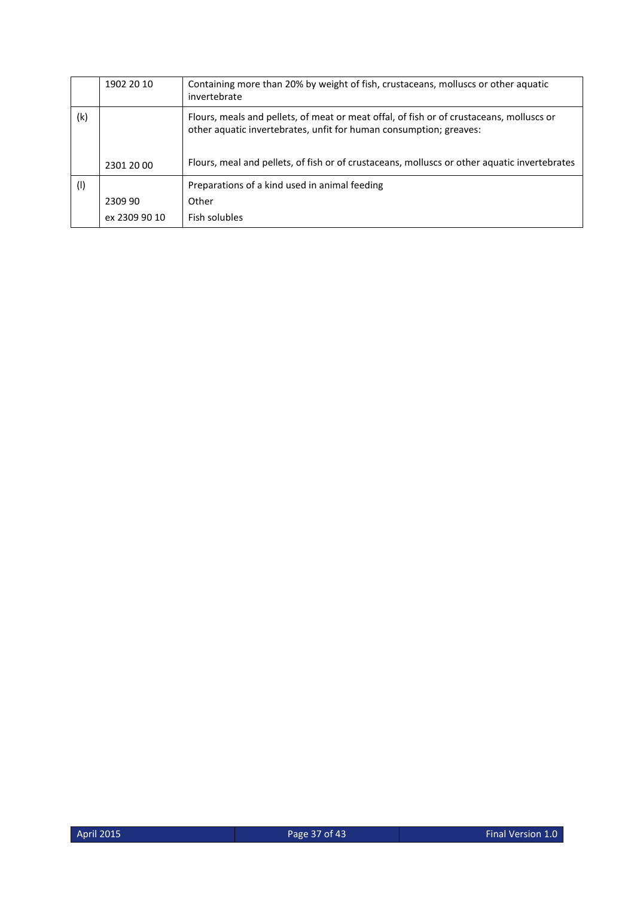| | | |
|---|---|---|
| | 1902 20 10 | Containing more than 20% by weight of fish, crustaceans, molluscs or other aquatic invertebrate |
| (k) | | Flours, meals and pellets, of meat or meat offal, of fish or of crustaceans, molluscs or other aquatic invertebrates, unfit for human consumption; greaves: |
| | 2301 20 00 | Flours, meal and pellets, of fish or of crustaceans, molluscs or other aquatic invertebrates |
| (l) | | Preparations of a kind used in animal feeding |
| | 2309 90 | Other |
| | ex 2309 90 10 | Fish solubles |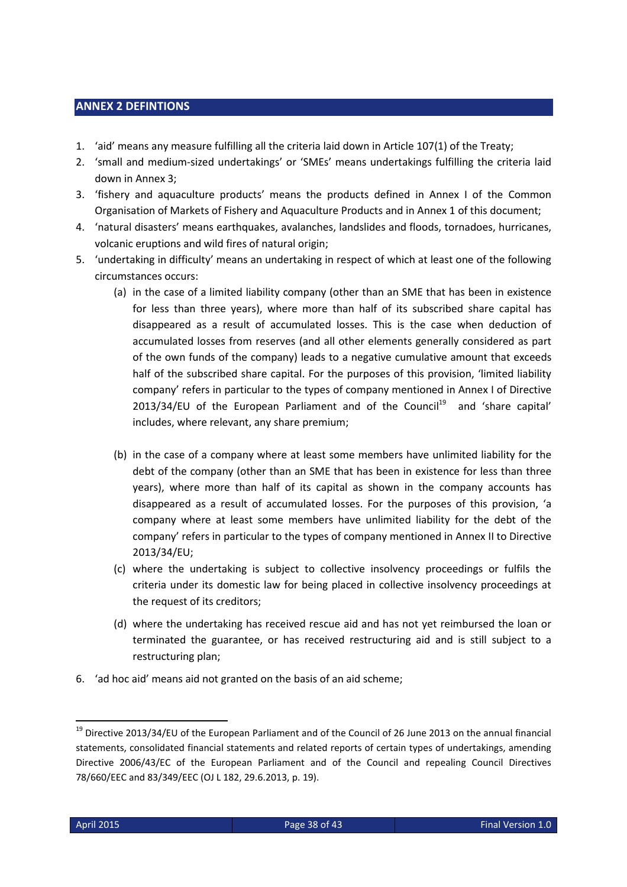## ANNEX 2 DEFINTIONS

1. 'aid' means any measure fulfilling all the criteria laid down in Article 107(1) of the Treaty;
2. 'small and medium-sized undertakings' or 'SMEs' means undertakings fulfilling the criteria laid down in Annex 3;
3. 'fishery and aquaculture products' means the products defined in Annex I of the Common Organisation of Markets of Fishery and Aquaculture Products and in Annex 1 of this document;
4. 'natural disasters' means earthquakes, avalanches, landslides and floods, tornadoes, hurricanes, volcanic eruptions and wild fires of natural origin;
5. 'undertaking in difficulty' means an undertaking in respect of which at least one of the following circumstances occurs:
    (a) in the case of a limited liability company (other than an SME that has been in existence for less than three years), where more than half of its subscribed share capital has disappeared as a result of accumulated losses. This is the case when deduction of accumulated losses from reserves (and all other elements generally considered as part of the own funds of the company) leads to a negative cumulative amount that exceeds half of the subscribed share capital. For the purposes of this provision, 'limited liability company' refers in particular to the types of company mentioned in Annex I of Directive 2013/34/EU of the European Parliament and of the Council[19] and 'share capital' includes, where relevant, any share premium;

    (b) in the case of a company where at least some members have unlimited liability for the debt of the company (other than an SME that has been in existence for less than three years), where more than half of its capital as shown in the company accounts has disappeared as a result of accumulated losses. For the purposes of this provision, 'a company where at least some members have unlimited liability for the debt of the company' refers in particular to the types of company mentioned in Annex II to Directive 2013/34/EU;

    (c) where the undertaking is subject to collective insolvency proceedings or fulfils the criteria under its domestic law for being placed in collective insolvency proceedings at the request of its creditors;

    (d) where the undertaking has received rescue aid and has not yet reimbursed the loan or terminated the guarantee, or has received restructuring aid and is still subject to a restructuring plan;
6. 'ad hoc aid' means aid not granted on the basis of an aid scheme;

---

[19] Directive 2013/34/EU of the European Parliament and of the Council of 26 June 2013 on the annual financial statements, consolidated financial statements and related reports of certain types of undertakings, amending Directive 2006/43/EC of the European Parliament and of the Council and repealing Council Directives 78/660/EEC and 83/349/EEC (OJ L 182, 29.6.2013, p. 19).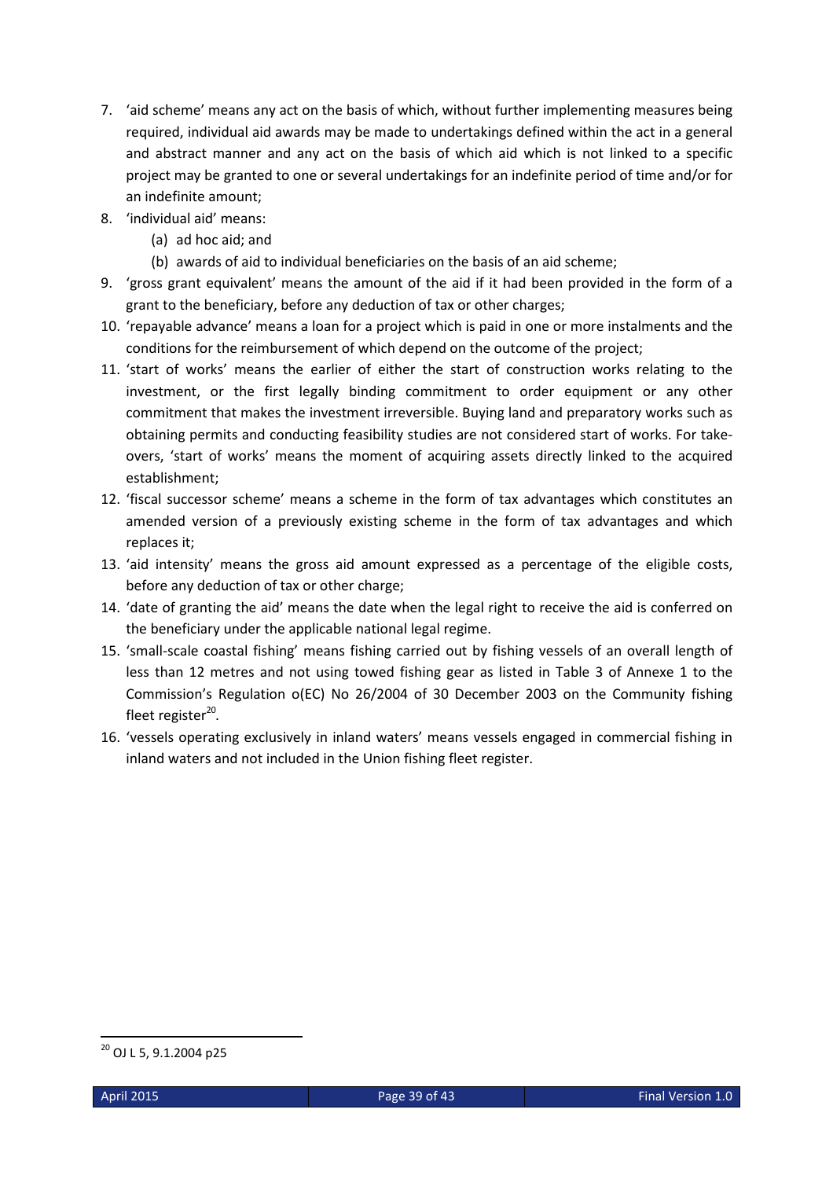7. 'aid scheme' means any act on the basis of which, without further implementing measures being required, individual aid awards may be made to undertakings defined within the act in a general and abstract manner and any act on the basis of which aid which is not linked to a specific project may be granted to one or several undertakings for an indefinite period of time and/or for an indefinite amount;
8. 'individual aid' means:
   (a) ad hoc aid; and
   (b) awards of aid to individual beneficiaries on the basis of an aid scheme;
9. 'gross grant equivalent' means the amount of the aid if it had been provided in the form of a grant to the beneficiary, before any deduction of tax or other charges;
10. 'repayable advance' means a loan for a project which is paid in one or more instalments and the conditions for the reimbursement of which depend on the outcome of the project;
11. 'start of works' means the earlier of either the start of construction works relating to the investment, or the first legally binding commitment to order equipment or any other commitment that makes the investment irreversible. Buying land and preparatory works such as obtaining permits and conducting feasibility studies are not considered start of works. For take-overs, 'start of works' means the moment of acquiring assets directly linked to the acquired establishment;
12. 'fiscal successor scheme' means a scheme in the form of tax advantages which constitutes an amended version of a previously existing scheme in the form of tax advantages and which replaces it;
13. 'aid intensity' means the gross aid amount expressed as a percentage of the eligible costs, before any deduction of tax or other charge;
14. 'date of granting the aid' means the date when the legal right to receive the aid is conferred on the beneficiary under the applicable national legal regime.
15. 'small-scale coastal fishing' means fishing carried out by fishing vessels of an overall length of less than 12 metres and not using towed fishing gear as listed in Table 3 of Annexe 1 to the Commission's Regulation o(EC) No 26/2004 of 30 December 2003 on the Community fishing fleet register[20].
16. 'vessels operating exclusively in inland waters' means vessels engaged in commercial fishing in inland waters and not included in the Union fishing fleet register.

[20] OJ L 5, 9.1.2004 p25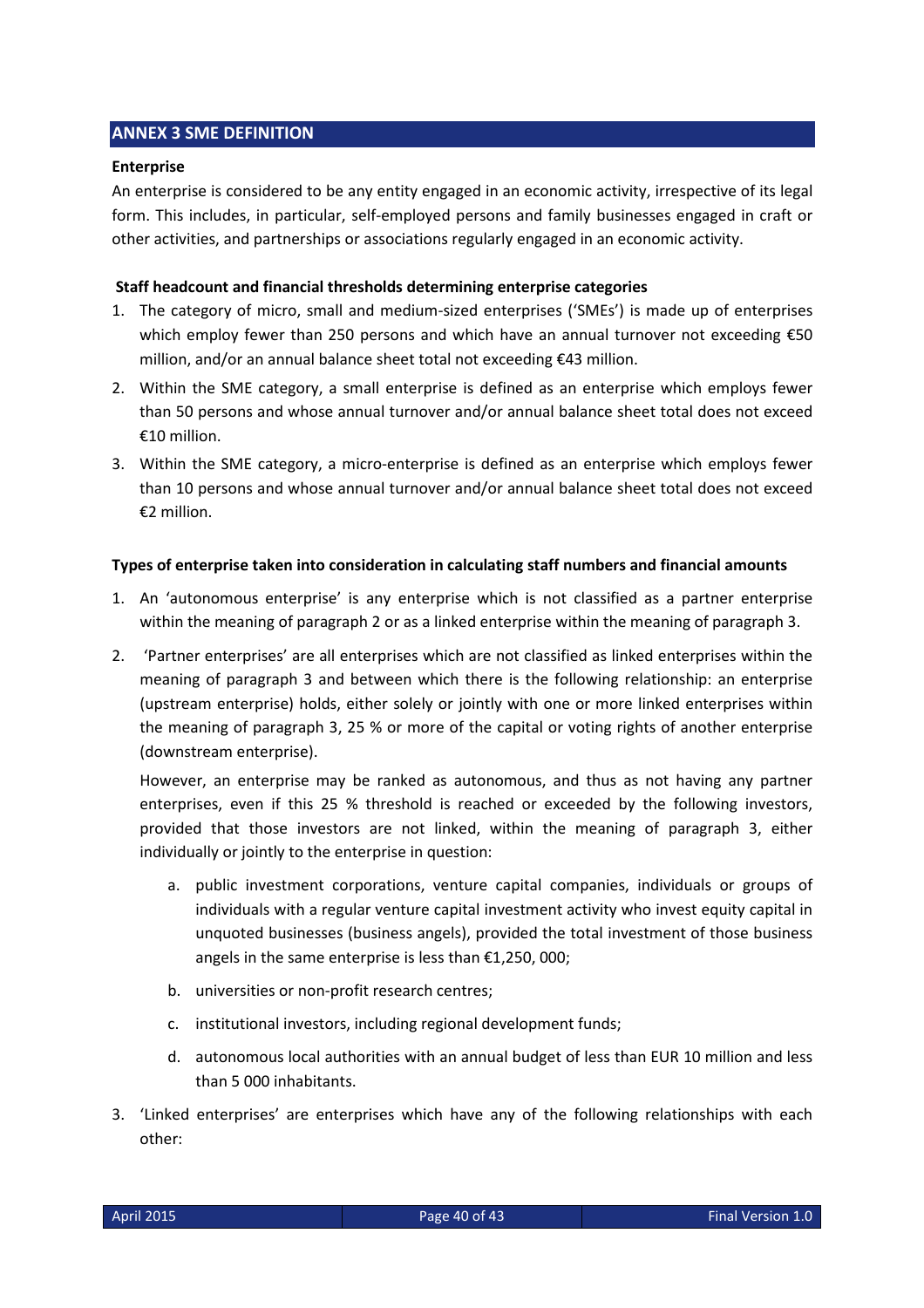## ANNEX 3 SME DEFINITION

**Enterprise**

An enterprise is considered to be any entity engaged in an economic activity, irrespective of its legal form. This includes, in particular, self-employed persons and family businesses engaged in craft or other activities, and partnerships or associations regularly engaged in an economic activity.

**Staff headcount and financial thresholds determining enterprise categories**

1. The category of micro, small and medium-sized enterprises ('SMEs') is made up of enterprises which employ fewer than 250 persons and which have an annual turnover not exceeding €50 million, and/or an annual balance sheet total not exceeding €43 million.
2. Within the SME category, a small enterprise is defined as an enterprise which employs fewer than 50 persons and whose annual turnover and/or annual balance sheet total does not exceed €10 million.
3. Within the SME category, a micro-enterprise is defined as an enterprise which employs fewer than 10 persons and whose annual turnover and/or annual balance sheet total does not exceed €2 million.

**Types of enterprise taken into consideration in calculating staff numbers and financial amounts**

1. An 'autonomous enterprise' is any enterprise which is not classified as a partner enterprise within the meaning of paragraph 2 or as a linked enterprise within the meaning of paragraph 3.
2. 'Partner enterprises' are all enterprises which are not classified as linked enterprises within the meaning of paragraph 3 and between which there is the following relationship: an enterprise (upstream enterprise) holds, either solely or jointly with one or more linked enterprises within the meaning of paragraph 3, 25 % or more of the capital or voting rights of another enterprise (downstream enterprise).

   However, an enterprise may be ranked as autonomous, and thus as not having any partner enterprises, even if this 25 % threshold is reached or exceeded by the following investors, provided that those investors are not linked, within the meaning of paragraph 3, either individually or jointly to the enterprise in question:

   a. public investment corporations, venture capital companies, individuals or groups of individuals with a regular venture capital investment activity who invest equity capital in unquoted businesses (business angels), provided the total investment of those business angels in the same enterprise is less than €1,250, 000;
   b. universities or non-profit research centres;
   c. institutional investors, including regional development funds;
   d. autonomous local authorities with an annual budget of less than EUR 10 million and less than 5 000 inhabitants.
3. 'Linked enterprises' are enterprises which have any of the following relationships with each other: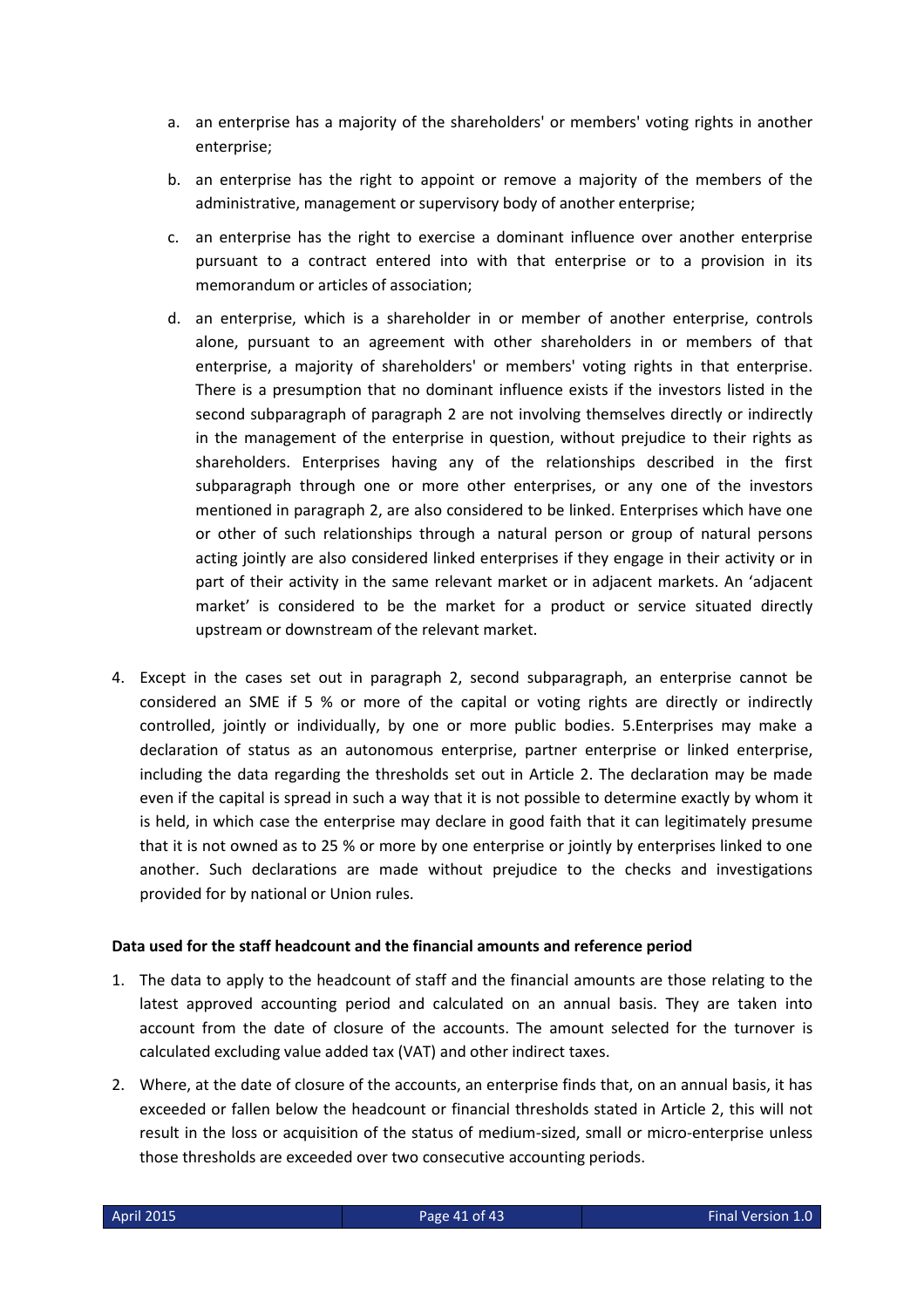a. an enterprise has a majority of the shareholders' or members' voting rights in another enterprise;

b. an enterprise has the right to appoint or remove a majority of the members of the administrative, management or supervisory body of another enterprise;

c. an enterprise has the right to exercise a dominant influence over another enterprise pursuant to a contract entered into with that enterprise or to a provision in its memorandum or articles of association;

d. an enterprise, which is a shareholder in or member of another enterprise, controls alone, pursuant to an agreement with other shareholders in or members of that enterprise, a majority of shareholders' or members' voting rights in that enterprise. There is a presumption that no dominant influence exists if the investors listed in the second subparagraph of paragraph 2 are not involving themselves directly or indirectly in the management of the enterprise in question, without prejudice to their rights as shareholders. Enterprises having any of the relationships described in the first subparagraph through one or more other enterprises, or any one of the investors mentioned in paragraph 2, are also considered to be linked. Enterprises which have one or other of such relationships through a natural person or group of natural persons acting jointly are also considered linked enterprises if they engage in their activity or in part of their activity in the same relevant market or in adjacent markets. An 'adjacent market' is considered to be the market for a product or service situated directly upstream or downstream of the relevant market.

4. Except in the cases set out in paragraph 2, second subparagraph, an enterprise cannot be considered an SME if 5 % or more of the capital or voting rights are directly or indirectly controlled, jointly or individually, by one or more public bodies. 5.Enterprises may make a declaration of status as an autonomous enterprise, partner enterprise or linked enterprise, including the data regarding the thresholds set out in Article 2. The declaration may be made even if the capital is spread in such a way that it is not possible to determine exactly by whom it is held, in which case the enterprise may declare in good faith that it can legitimately presume that it is not owned as to 25 % or more by one enterprise or jointly by enterprises linked to one another. Such declarations are made without prejudice to the checks and investigations provided for by national or Union rules.

**Data used for the staff headcount and the financial amounts and reference period**

1. The data to apply to the headcount of staff and the financial amounts are those relating to the latest approved accounting period and calculated on an annual basis. They are taken into account from the date of closure of the accounts. The amount selected for the turnover is calculated excluding value added tax (VAT) and other indirect taxes.

2. Where, at the date of closure of the accounts, an enterprise finds that, on an annual basis, it has exceeded or fallen below the headcount or financial thresholds stated in Article 2, this will not result in the loss or acquisition of the status of medium-sized, small or micro-enterprise unless those thresholds are exceeded over two consecutive accounting periods.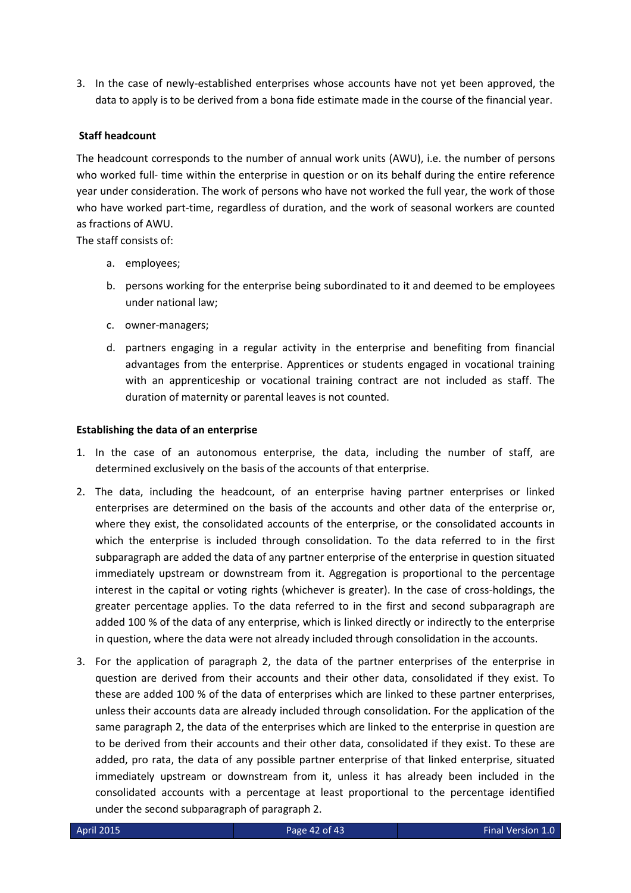3. In the case of newly-established enterprises whose accounts have not yet been approved, the data to apply is to be derived from a bona fide estimate made in the course of the financial year.

**Staff headcount**

The headcount corresponds to the number of annual work units (AWU), i.e. the number of persons who worked full- time within the enterprise in question or on its behalf during the entire reference year under consideration. The work of persons who have not worked the full year, the work of those who have worked part-time, regardless of duration, and the work of seasonal workers are counted as fractions of AWU.

The staff consists of:

a. employees;

b. persons working for the enterprise being subordinated to it and deemed to be employees under national law;

c. owner-managers;

d. partners engaging in a regular activity in the enterprise and benefiting from financial advantages from the enterprise. Apprentices or students engaged in vocational training with an apprenticeship or vocational training contract are not included as staff. The duration of maternity or parental leaves is not counted.

**Establishing the data of an enterprise**

1. In the case of an autonomous enterprise, the data, including the number of staff, are determined exclusively on the basis of the accounts of that enterprise.

2. The data, including the headcount, of an enterprise having partner enterprises or linked enterprises are determined on the basis of the accounts and other data of the enterprise or, where they exist, the consolidated accounts of the enterprise, or the consolidated accounts in which the enterprise is included through consolidation. To the data referred to in the first subparagraph are added the data of any partner enterprise of the enterprise in question situated immediately upstream or downstream from it. Aggregation is proportional to the percentage interest in the capital or voting rights (whichever is greater). In the case of cross-holdings, the greater percentage applies. To the data referred to in the first and second subparagraph are added 100 % of the data of any enterprise, which is linked directly or indirectly to the enterprise in question, where the data were not already included through consolidation in the accounts.

3. For the application of paragraph 2, the data of the partner enterprises of the enterprise in question are derived from their accounts and their other data, consolidated if they exist. To these are added 100 % of the data of enterprises which are linked to these partner enterprises, unless their accounts data are already included through consolidation. For the application of the same paragraph 2, the data of the enterprises which are linked to the enterprise in question are to be derived from their accounts and their other data, consolidated if they exist. To these are added, pro rata, the data of any possible partner enterprise of that linked enterprise, situated immediately upstream or downstream from it, unless it has already been included in the consolidated accounts with a percentage at least proportional to the percentage identified under the second subparagraph of paragraph 2.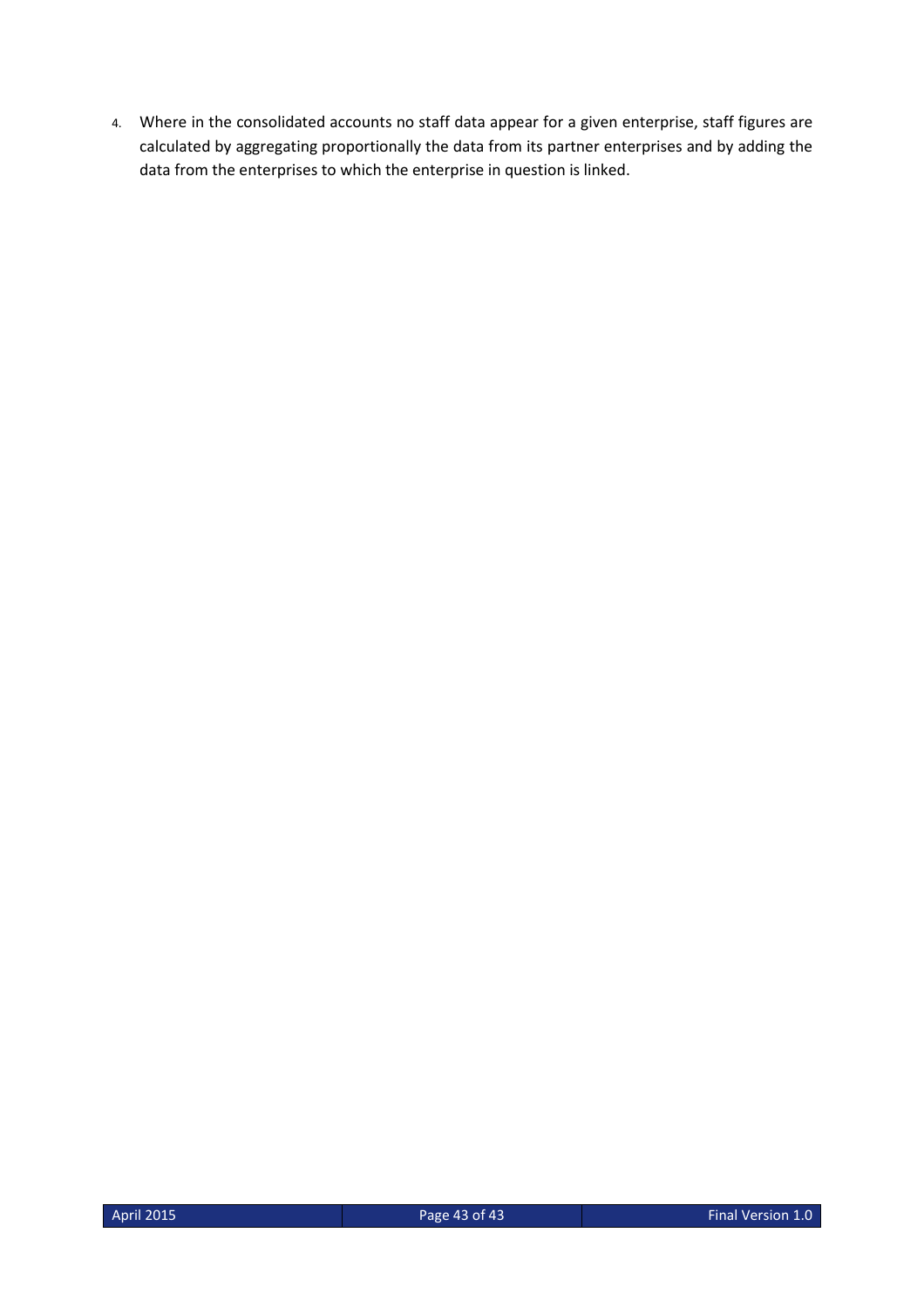4. Where in the consolidated accounts no staff data appear for a given enterprise, staff figures are calculated by aggregating proportionally the data from its partner enterprises and by adding the data from the enterprises to which the enterprise in question is linked.